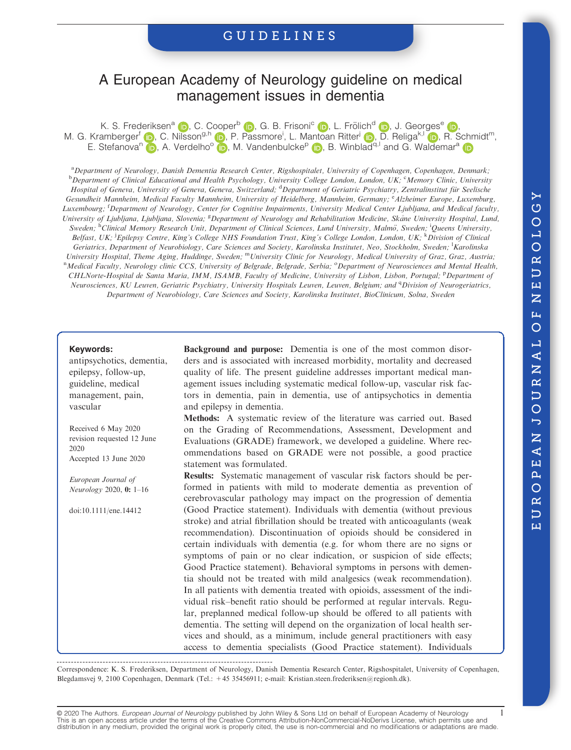GUIDELINES

# A European Academy of Neurology guideline on medical management issues in dementia

K. S. Frederiksen[a], C. Cooper[b], G. B. Frisoni[c], L. Frölich[d], J. Georges[e], M. G. Kramberger[f], C. Nilsson[g,h], P. Passmore[i], L. Mantoan Ritter[j], D. Religa[k,l], R. Schmidt[m], E. Stefanova[n], A. Verdelho[o], M. Vandenbulcke[p], B. Winblad[q,l] and G. Waldemar[a]

[a]Department of Neurology, Danish Dementia Research Center, Rigshospitalet, University of Copenhagen, Copenhagen, Denmark; [b]Department of Clinical Educational and Health Psychology, University College London, London, UK; [c]Memory Clinic, University Hospital of Geneva, University of Geneva, Geneva, Switzerland; [d]Department of Geriatric Psychiatry, Zentralinstitut für Seelische Gesundheit Mannheim, Medical Faculty Mannheim, University of Heidelberg, Mannheim, Germany; [e]Alzheimer Europe, Luxemburg, Luxembourg; [f]Department of Neurology, Center for Cognitive Impairments, University Medical Center Ljubljana, and Medical faculty, University of Ljubljana, Ljubljana, Slovenia; [g]Department of Neurology and Rehabilitation Medicine, Skåne University Hospital, Lund, Sweden; [h]Clinical Memory Research Unit, Department of Clinical Sciences, Lund University, Malmö, Sweden; [i]Queens University, Belfast, UK; [j]Epilepsy Centre, King's College NHS Foundation Trust, King's College London, London, UK; [k]Division of Clinical Geriatrics, Department of Neurobiology, Care Sciences and Society, Karolinska Institutet, Neo, Stockholm, Sweden; [l]Karolinska University Hospital, Theme Aging, Huddinge, Sweden; [m]University Clinic for Neurology, Medical University of Graz, Graz, Austria; [n]Medical Faculty, Neurology clinic CCS, University of Belgrade, Belgrade, Serbia; [o]Department of Neurosciences and Mental Health, CHLNorte-Hospital de Santa Maria, IMM, ISAMB, Faculty of Medicine, University of Lisbon, Lisbon, Portugal; [p]Department of Neurosciences, KU Leuven, Geriatric Psychiatry, University Hospitals Leuven, Leuven, Belgium; and [q]Division of Neurogeriatrics, Department of Neurobiology, Care Sciences and Society, Karolinska Institutet, BioClinicum, Solna, Sweden

**Keywords:**
antipsychotics, dementia, epilepsy, follow-up, guideline, medical management, pain, vascular

Received 6 May 2020
revision requested 12 June 2020
Accepted 13 June 2020

*European Journal of Neurology* 2020, **0:** 1–16

doi:10.1111/ene.14412

**Background and purpose:** Dementia is one of the most common disorders and is associated with increased morbidity, mortality and decreased quality of life. The present guideline addresses important medical management issues including systematic medical follow-up, vascular risk factors in dementia, pain in dementia, use of antipsychotics in dementia and epilepsy in dementia.

**Methods:** A systematic review of the literature was carried out. Based on the Grading of Recommendations, Assessment, Development and Evaluations (GRADE) framework, we developed a guideline. Where recommendations based on GRADE were not possible, a good practice statement was formulated.

**Results:** Systematic management of vascular risk factors should be performed in patients with mild to moderate dementia as prevention of cerebrovascular pathology may impact on the progression of dementia (Good Practice statement). Individuals with dementia (without previous stroke) and atrial fibrillation should be treated with anticoagulants (weak recommendation). Discontinuation of opioids should be considered in certain individuals with dementia (e.g. for whom there are no signs or symptoms of pain or no clear indication, or suspicion of side effects; Good Practice statement). Behavioral symptoms in persons with dementia should not be treated with mild analgesics (weak recommendation). In all patients with dementia treated with opioids, assessment of the individual risk–benefit ratio should be performed at regular intervals. Regular, preplanned medical follow-up should be offered to all patients with dementia. The setting will depend on the organization of local health services and should, as a minimum, include general practitioners with easy access to dementia specialists (Good Practice statement). Individuals

Correspondence: K. S. Frederiksen, Department of Neurology, Danish Dementia Research Center, Rigshospitalet, University of Copenhagen, Blegdamsvej 9, 2100 Copenhagen, Denmark (Tel.: +45 35456911; e-mail: Kristian.steen.frederiksen@regionh.dk).

© 2020 The Authors. *European Journal of Neurology* published by John Wiley & Sons Ltd on behalf of European Academy of Neurology
This is an open access article under the terms of the Creative Commons Attribution-NonCommercial-NoDerivs License, which permits use and distribution in any medium, provided the original work is properly cited, the use is non-commercial and no modifications or adaptations are made.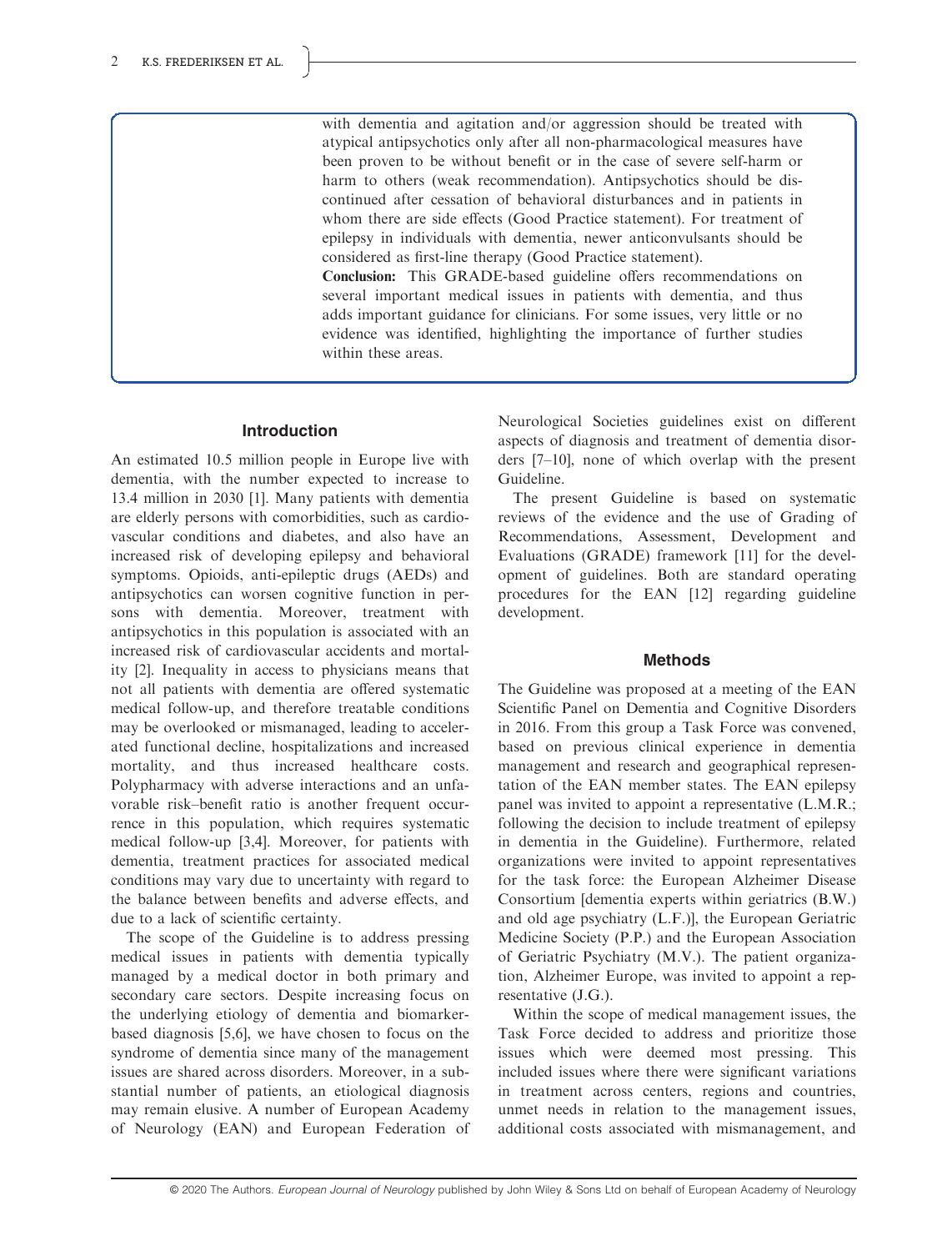with dementia and agitation and/or aggression should be treated with atypical antipsychotics only after all non-pharmacological measures have been proven to be without benefit or in the case of severe self-harm or harm to others (weak recommendation). Antipsychotics should be discontinued after cessation of behavioral disturbances and in patients in whom there are side effects (Good Practice statement). For treatment of epilepsy in individuals with dementia, newer anticonvulsants should be considered as first-line therapy (Good Practice statement).

**Conclusion:** This GRADE-based guideline offers recommendations on several important medical issues in patients with dementia, and thus adds important guidance for clinicians. For some issues, very little or no evidence was identified, highlighting the importance of further studies within these areas.

## Introduction

An estimated 10.5 million people in Europe live with dementia, with the number expected to increase to 13.4 million in 2030 [1]. Many patients with dementia are elderly persons with comorbidities, such as cardiovascular conditions and diabetes, and also have an increased risk of developing epilepsy and behavioral symptoms. Opioids, anti-epileptic drugs (AEDs) and antipsychotics can worsen cognitive function in persons with dementia. Moreover, treatment with antipsychotics in this population is associated with an increased risk of cardiovascular accidents and mortality [2]. Inequality in access to physicians means that not all patients with dementia are offered systematic medical follow-up, and therefore treatable conditions may be overlooked or mismanaged, leading to accelerated functional decline, hospitalizations and increased mortality, and thus increased healthcare costs. Polypharmacy with adverse interactions and an unfavorable risk–benefit ratio is another frequent occurrence in this population, which requires systematic medical follow-up [3,4]. Moreover, for patients with dementia, treatment practices for associated medical conditions may vary due to uncertainty with regard to the balance between benefits and adverse effects, and due to a lack of scientific certainty.

The scope of the Guideline is to address pressing medical issues in patients with dementia typically managed by a medical doctor in both primary and secondary care sectors. Despite increasing focus on the underlying etiology of dementia and biomarker-based diagnosis [5,6], we have chosen to focus on the syndrome of dementia since many of the management issues are shared across disorders. Moreover, in a substantial number of patients, an etiological diagnosis may remain elusive. A number of European Academy of Neurology (EAN) and European Federation of Neurological Societies guidelines exist on different aspects of diagnosis and treatment of dementia disorders [7–10], none of which overlap with the present Guideline.

The present Guideline is based on systematic reviews of the evidence and the use of Grading of Recommendations, Assessment, Development and Evaluations (GRADE) framework [11] for the development of guidelines. Both are standard operating procedures for the EAN [12] regarding guideline development.

## Methods

The Guideline was proposed at a meeting of the EAN Scientific Panel on Dementia and Cognitive Disorders in 2016. From this group a Task Force was convened, based on previous clinical experience in dementia management and research and geographical representation of the EAN member states. The EAN epilepsy panel was invited to appoint a representative (L.M.R.; following the decision to include treatment of epilepsy in dementia in the Guideline). Furthermore, related organizations were invited to appoint representatives for the task force: the European Alzheimer Disease Consortium [dementia experts within geriatrics (B.W.) and old age psychiatry (L.F.)], the European Geriatric Medicine Society (P.P.) and the European Association of Geriatric Psychiatry (M.V.). The patient organization, Alzheimer Europe, was invited to appoint a representative (J.G.).

Within the scope of medical management issues, the Task Force decided to address and prioritize those issues which were deemed most pressing. This included issues where there were significant variations in treatment across centers, regions and countries, unmet needs in relation to the management issues, additional costs associated with mismanagement, and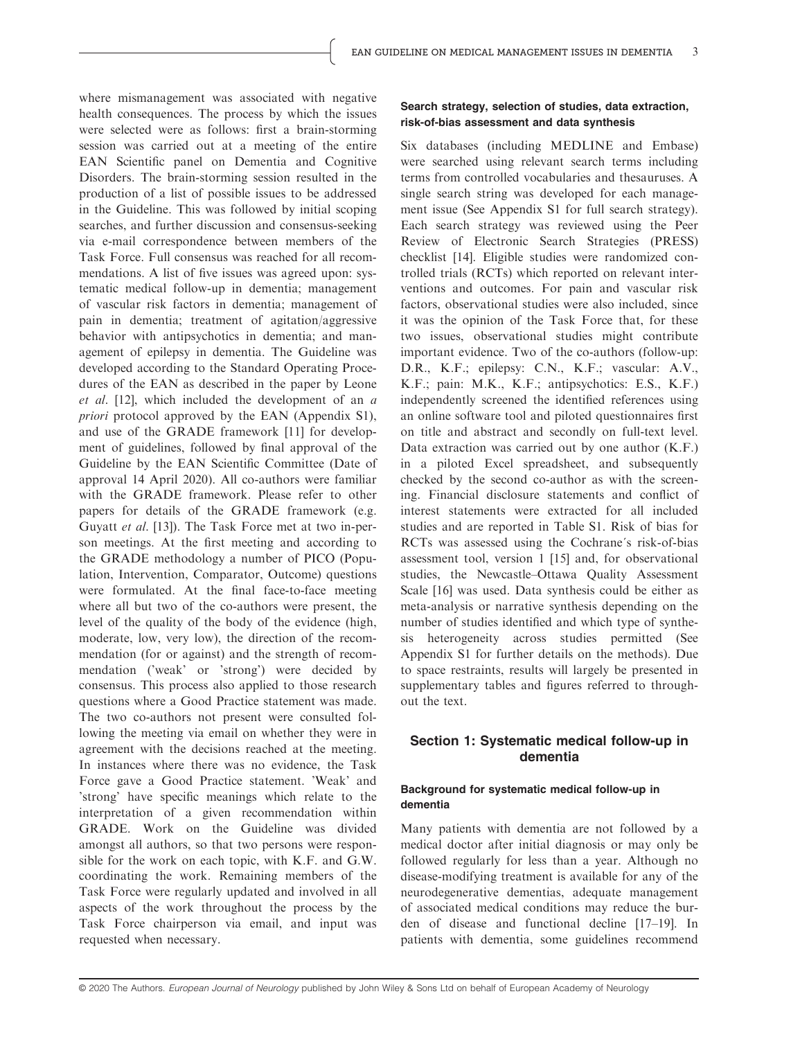where mismanagement was associated with negative health consequences. The process by which the issues were selected were as follows: first a brain-storming session was carried out at a meeting of the entire EAN Scientific panel on Dementia and Cognitive Disorders. The brain-storming session resulted in the production of a list of possible issues to be addressed in the Guideline. This was followed by initial scoping searches, and further discussion and consensus-seeking via e-mail correspondence between members of the Task Force. Full consensus was reached for all recommendations. A list of five issues was agreed upon: systematic medical follow-up in dementia; management of vascular risk factors in dementia; management of pain in dementia; treatment of agitation/aggressive behavior with antipsychotics in dementia; and management of epilepsy in dementia. The Guideline was developed according to the Standard Operating Procedures of the EAN as described in the paper by Leone *et al*. [12], which included the development of an *a priori* protocol approved by the EAN (Appendix S1), and use of the GRADE framework [11] for development of guidelines, followed by final approval of the Guideline by the EAN Scientific Committee (Date of approval 14 April 2020). All co-authors were familiar with the GRADE framework. Please refer to other papers for details of the GRADE framework (e.g. Guyatt *et al*. [13]). The Task Force met at two in-person meetings. At the first meeting and according to the GRADE methodology a number of PICO (Population, Intervention, Comparator, Outcome) questions were formulated. At the final face-to-face meeting where all but two of the co-authors were present, the level of the quality of the body of the evidence (high, moderate, low, very low), the direction of the recommendation (for or against) and the strength of recommendation ('weak' or 'strong') were decided by consensus. This process also applied to those research questions where a Good Practice statement was made. The two co-authors not present were consulted following the meeting via email on whether they were in agreement with the decisions reached at the meeting. In instances where there was no evidence, the Task Force gave a Good Practice statement. 'Weak' and 'strong' have specific meanings which relate to the interpretation of a given recommendation within GRADE. Work on the Guideline was divided amongst all authors, so that two persons were responsible for the work on each topic, with K.F. and G.W. coordinating the work. Remaining members of the Task Force were regularly updated and involved in all aspects of the work throughout the process by the Task Force chairperson via email, and input was requested when necessary.

### Search strategy, selection of studies, data extraction, risk-of-bias assessment and data synthesis

Six databases (including MEDLINE and Embase) were searched using relevant search terms including terms from controlled vocabularies and thesauruses. A single search string was developed for each management issue (See Appendix S1 for full search strategy). Each search strategy was reviewed using the Peer Review of Electronic Search Strategies (PRESS) checklist [14]. Eligible studies were randomized controlled trials (RCTs) which reported on relevant interventions and outcomes. For pain and vascular risk factors, observational studies were also included, since it was the opinion of the Task Force that, for these two issues, observational studies might contribute important evidence. Two of the co-authors (follow-up: D.R., K.F.; epilepsy: C.N., K.F.; vascular: A.V., K.F.; pain: M.K., K.F.; antipsychotics: E.S., K.F.) independently screened the identified references using an online software tool and piloted questionnaires first on title and abstract and secondly on full-text level. Data extraction was carried out by one author (K.F.) in a piloted Excel spreadsheet, and subsequently checked by the second co-author as with the screening. Financial disclosure statements and conflict of interest statements were extracted for all included studies and are reported in Table S1. Risk of bias for RCTs was assessed using the Cochrane´s risk-of-bias assessment tool, version 1 [15] and, for observational studies, the Newcastle–Ottawa Quality Assessment Scale [16] was used. Data synthesis could be either as meta-analysis or narrative synthesis depending on the number of studies identified and which type of synthesis heterogeneity across studies permitted (See Appendix S1 for further details on the methods). Due to space restraints, results will largely be presented in supplementary tables and figures referred to throughout the text.

## Section 1: Systematic medical follow-up in dementia

### Background for systematic medical follow-up in dementia

Many patients with dementia are not followed by a medical doctor after initial diagnosis or may only be followed regularly for less than a year. Although no disease-modifying treatment is available for any of the neurodegenerative dementias, adequate management of associated medical conditions may reduce the burden of disease and functional decline [17–19]. In patients with dementia, some guidelines recommend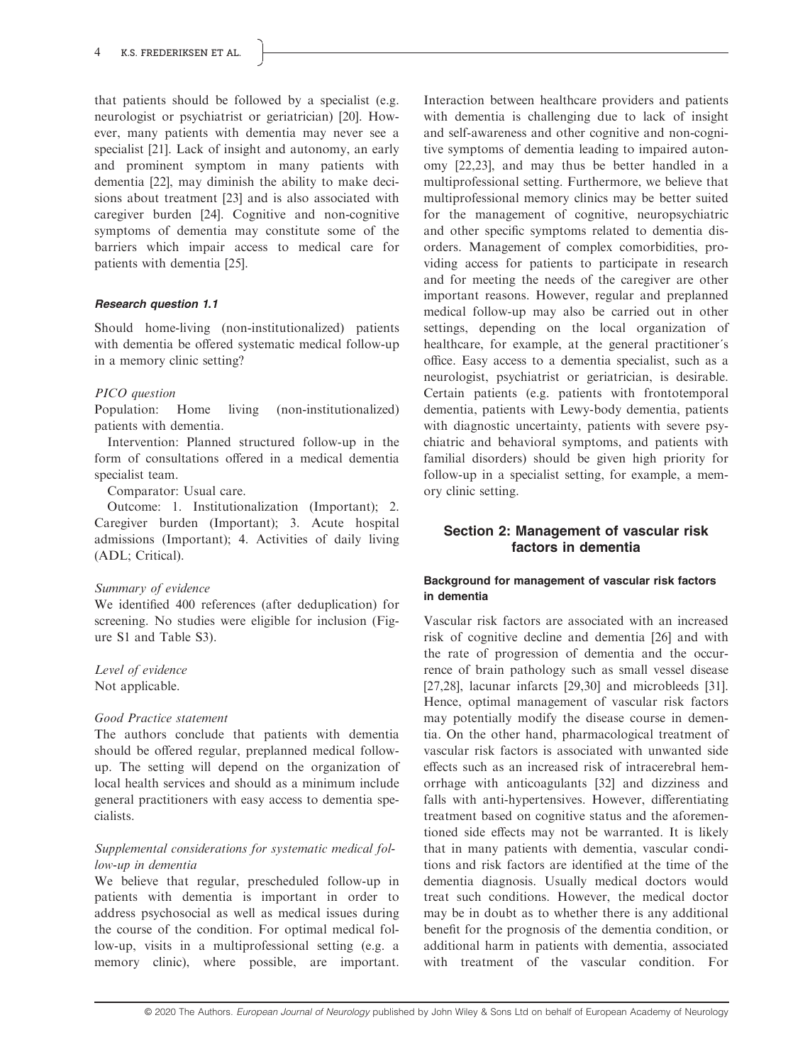that patients should be followed by a specialist (e.g. neurologist or psychiatrist or geriatrician) [20]. However, many patients with dementia may never see a specialist [21]. Lack of insight and autonomy, an early and prominent symptom in many patients with dementia [22], may diminish the ability to make decisions about treatment [23] and is also associated with caregiver burden [24]. Cognitive and non-cognitive symptoms of dementia may constitute some of the barriers which impair access to medical care for patients with dementia [25].

#### Research question 1.1

Should home-living (non-institutionalized) patients with dementia be offered systematic medical follow-up in a memory clinic setting?

*PICO question*

Population: Home living (non-institutionalized) patients with dementia.

Intervention: Planned structured follow-up in the form of consultations offered in a medical dementia specialist team.

Comparator: Usual care.

Outcome: 1. Institutionalization (Important); 2. Caregiver burden (Important); 3. Acute hospital admissions (Important); 4. Activities of daily living (ADL; Critical).

*Summary of evidence*

We identified 400 references (after deduplication) for screening. No studies were eligible for inclusion (Figure S1 and Table S3).

*Level of evidence*

Not applicable.

*Good Practice statement*

The authors conclude that patients with dementia should be offered regular, preplanned medical follow-up. The setting will depend on the organization of local health services and should as a minimum include general practitioners with easy access to dementia specialists.

*Supplemental considerations for systematic medical follow-up in dementia*

We believe that regular, prescheduled follow-up in patients with dementia is important in order to address psychosocial as well as medical issues during the course of the condition. For optimal medical follow-up, visits in a multiprofessional setting (e.g. a memory clinic), where possible, are important. Interaction between healthcare providers and patients with dementia is challenging due to lack of insight and self-awareness and other cognitive and non-cognitive symptoms of dementia leading to impaired autonomy [22,23], and may thus be better handled in a multiprofessional setting. Furthermore, we believe that multiprofessional memory clinics may be better suited for the management of cognitive, neuropsychiatric and other specific symptoms related to dementia disorders. Management of complex comorbidities, providing access for patients to participate in research and for meeting the needs of the caregiver are other important reasons. However, regular and preplanned medical follow-up may also be carried out in other settings, depending on the local organization of healthcare, for example, at the general practitioner´s office. Easy access to a dementia specialist, such as a neurologist, psychiatrist or geriatrician, is desirable. Certain patients (e.g. patients with frontotemporal dementia, patients with Lewy-body dementia, patients with diagnostic uncertainty, patients with severe psychiatric and behavioral symptoms, and patients with familial disorders) should be given high priority for follow-up in a specialist setting, for example, a memory clinic setting.

## Section 2: Management of vascular risk factors in dementia

### Background for management of vascular risk factors in dementia

Vascular risk factors are associated with an increased risk of cognitive decline and dementia [26] and with the rate of progression of dementia and the occurrence of brain pathology such as small vessel disease [27,28], lacunar infarcts [29,30] and microbleeds [31]. Hence, optimal management of vascular risk factors may potentially modify the disease course in dementia. On the other hand, pharmacological treatment of vascular risk factors is associated with unwanted side effects such as an increased risk of intracerebral hemorrhage with anticoagulants [32] and dizziness and falls with anti-hypertensives. However, differentiating treatment based on cognitive status and the aforementioned side effects may not be warranted. It is likely that in many patients with dementia, vascular conditions and risk factors are identified at the time of the dementia diagnosis. Usually medical doctors would treat such conditions. However, the medical doctor may be in doubt as to whether there is any additional benefit for the prognosis of the dementia condition, or additional harm in patients with dementia, associated with treatment of the vascular condition. For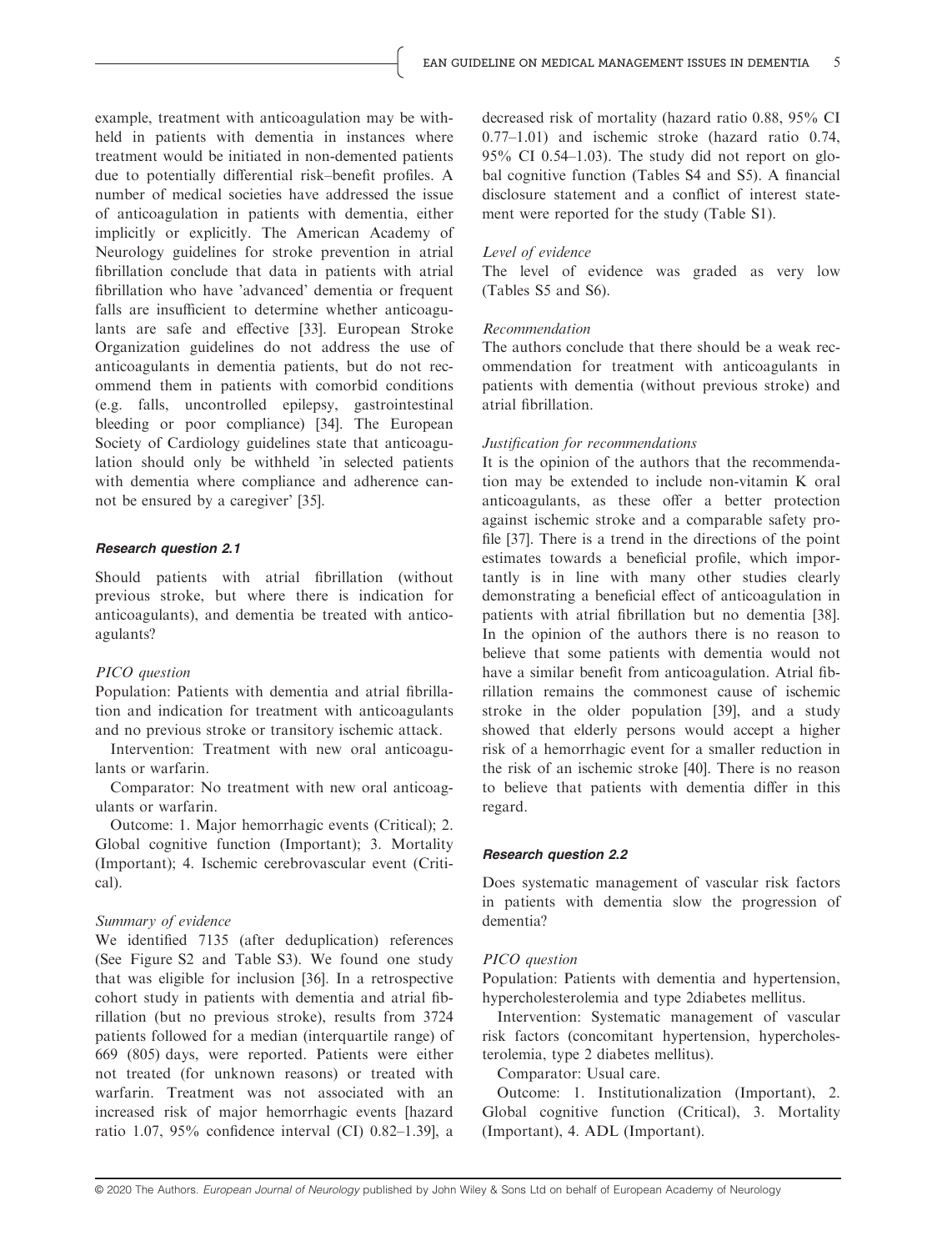example, treatment with anticoagulation may be withheld in patients with dementia in instances where treatment would be initiated in non-demented patients due to potentially differential risk–benefit profiles. A number of medical societies have addressed the issue of anticoagulation in patients with dementia, either implicitly or explicitly. The American Academy of Neurology guidelines for stroke prevention in atrial fibrillation conclude that data in patients with atrial fibrillation who have 'advanced' dementia or frequent falls are insufficient to determine whether anticoagulants are safe and effective [33]. European Stroke Organization guidelines do not address the use of anticoagulants in dementia patients, but do not recommend them in patients with comorbid conditions (e.g. falls, uncontrolled epilepsy, gastrointestinal bleeding or poor compliance) [34]. The European Society of Cardiology guidelines state that anticoagulation should only be withheld 'in selected patients with dementia where compliance and adherence cannot be ensured by a caregiver' [35].

#### Research question 2.1

Should patients with atrial fibrillation (without previous stroke, but where there is indication for anticoagulants), and dementia be treated with anticoagulants?

*PICO question*

Population: Patients with dementia and atrial fibrillation and indication for treatment with anticoagulants and no previous stroke or transitory ischemic attack.

Intervention: Treatment with new oral anticoagulants or warfarin.

Comparator: No treatment with new oral anticoagulants or warfarin.

Outcome: 1. Major hemorrhagic events (Critical); 2. Global cognitive function (Important); 3. Mortality (Important); 4. Ischemic cerebrovascular event (Critical).

*Summary of evidence*

We identified 7135 (after deduplication) references (See Figure S2 and Table S3). We found one study that was eligible for inclusion [36]. In a retrospective cohort study in patients with dementia and atrial fibrillation (but no previous stroke), results from 3724 patients followed for a median (interquartile range) of 669 (805) days, were reported. Patients were either not treated (for unknown reasons) or treated with warfarin. Treatment was not associated with an increased risk of major hemorrhagic events [hazard ratio 1.07, 95% confidence interval (CI) 0.82–1.39], a decreased risk of mortality (hazard ratio 0.88, 95% CI 0.77–1.01) and ischemic stroke (hazard ratio 0.74, 95% CI 0.54–1.03). The study did not report on global cognitive function (Tables S4 and S5). A financial disclosure statement and a conflict of interest statement were reported for the study (Table S1).

*Level of evidence*

The level of evidence was graded as very low (Tables S5 and S6).

*Recommendation*

The authors conclude that there should be a weak recommendation for treatment with anticoagulants in patients with dementia (without previous stroke) and atrial fibrillation.

*Justification for recommendations*

It is the opinion of the authors that the recommendation may be extended to include non-vitamin K oral anticoagulants, as these offer a better protection against ischemic stroke and a comparable safety profile [37]. There is a trend in the directions of the point estimates towards a beneficial profile, which importantly is in line with many other studies clearly demonstrating a beneficial effect of anticoagulation in patients with atrial fibrillation but no dementia [38]. In the opinion of the authors there is no reason to believe that some patients with dementia would not have a similar benefit from anticoagulation. Atrial fibrillation remains the commonest cause of ischemic stroke in the older population [39], and a study showed that elderly persons would accept a higher risk of a hemorrhagic event for a smaller reduction in the risk of an ischemic stroke [40]. There is no reason to believe that patients with dementia differ in this regard.

#### Research question 2.2

Does systematic management of vascular risk factors in patients with dementia slow the progression of dementia?

*PICO question*

Population: Patients with dementia and hypertension, hypercholesterolemia and type 2diabetes mellitus.

Intervention: Systematic management of vascular risk factors (concomitant hypertension, hypercholesterolemia, type 2 diabetes mellitus).

Comparator: Usual care.

Outcome: 1. Institutionalization (Important), 2. Global cognitive function (Critical), 3. Mortality (Important), 4. ADL (Important).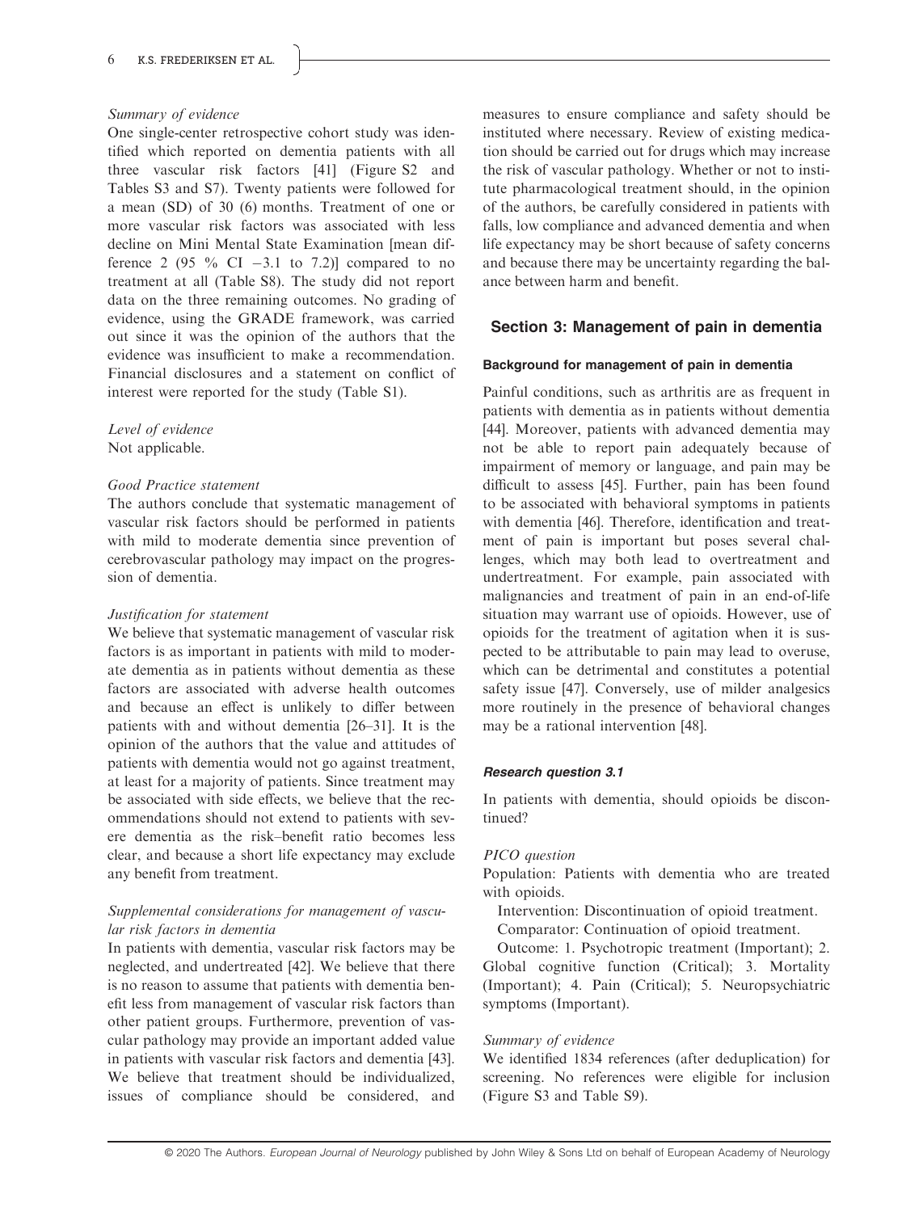*Summary of evidence*

One single-center retrospective cohort study was identified which reported on dementia patients with all three vascular risk factors [41] (Figure S2 and Tables S3 and S7). Twenty patients were followed for a mean (SD) of 30 (6) months. Treatment of one or more vascular risk factors was associated with less decline on Mini Mental State Examination [mean difference 2 (95 % CI −3.1 to 7.2)] compared to no treatment at all (Table S8). The study did not report data on the three remaining outcomes. No grading of evidence, using the GRADE framework, was carried out since it was the opinion of the authors that the evidence was insufficient to make a recommendation. Financial disclosures and a statement on conflict of interest were reported for the study (Table S1).

*Level of evidence*

Not applicable.

*Good Practice statement*

The authors conclude that systematic management of vascular risk factors should be performed in patients with mild to moderate dementia since prevention of cerebrovascular pathology may impact on the progression of dementia.

*Justification for statement*

We believe that systematic management of vascular risk factors is as important in patients with mild to moderate dementia as in patients without dementia as these factors are associated with adverse health outcomes and because an effect is unlikely to differ between patients with and without dementia [26–31]. It is the opinion of the authors that the value and attitudes of patients with dementia would not go against treatment, at least for a majority of patients. Since treatment may be associated with side effects, we believe that the recommendations should not extend to patients with severe dementia as the risk–benefit ratio becomes less clear, and because a short life expectancy may exclude any benefit from treatment.

*Supplemental considerations for management of vascular risk factors in dementia*

In patients with dementia, vascular risk factors may be neglected, and undertreated [42]. We believe that there is no reason to assume that patients with dementia benefit less from management of vascular risk factors than other patient groups. Furthermore, prevention of vascular pathology may provide an important added value in patients with vascular risk factors and dementia [43]. We believe that treatment should be individualized, issues of compliance should be considered, and measures to ensure compliance and safety should be instituted where necessary. Review of existing medication should be carried out for drugs which may increase the risk of vascular pathology. Whether or not to institute pharmacological treatment should, in the opinion of the authors, be carefully considered in patients with falls, low compliance and advanced dementia and when life expectancy may be short because of safety concerns and because there may be uncertainty regarding the balance between harm and benefit.

## Section 3: Management of pain in dementia

### Background for management of pain in dementia

Painful conditions, such as arthritis are as frequent in patients with dementia as in patients without dementia [44]. Moreover, patients with advanced dementia may not be able to report pain adequately because of impairment of memory or language, and pain may be difficult to assess [45]. Further, pain has been found to be associated with behavioral symptoms in patients with dementia [46]. Therefore, identification and treatment of pain is important but poses several challenges, which may both lead to overtreatment and undertreatment. For example, pain associated with malignancies and treatment of pain in an end-of-life situation may warrant use of opioids. However, use of opioids for the treatment of agitation when it is suspected to be attributable to pain may lead to overuse, which can be detrimental and constitutes a potential safety issue [47]. Conversely, use of milder analgesics more routinely in the presence of behavioral changes may be a rational intervention [48].

#### *Research question 3.1*

In patients with dementia, should opioids be discontinued?

*PICO question*

Population: Patients with dementia who are treated with opioids.

Intervention: Discontinuation of opioid treatment.

Comparator: Continuation of opioid treatment.

Outcome: 1. Psychotropic treatment (Important); 2. Global cognitive function (Critical); 3. Mortality (Important); 4. Pain (Critical); 5. Neuropsychiatric symptoms (Important).

*Summary of evidence*

We identified 1834 references (after deduplication) for screening. No references were eligible for inclusion (Figure S3 and Table S9).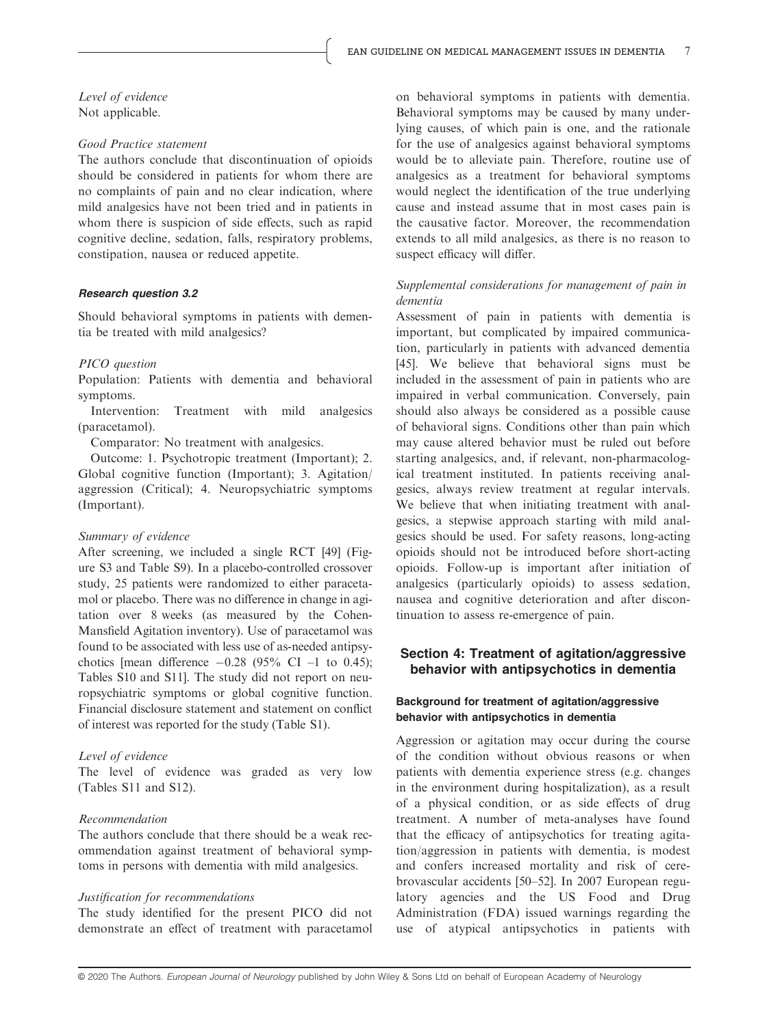*Level of evidence*
Not applicable.

*Good Practice statement*
The authors conclude that discontinuation of opioids should be considered in patients for whom there are no complaints of pain and no clear indication, where mild analgesics have not been tried and in patients in whom there is suspicion of side effects, such as rapid cognitive decline, sedation, falls, respiratory problems, constipation, nausea or reduced appetite.

#### Research question 3.2

Should behavioral symptoms in patients with dementia be treated with mild analgesics?

*PICO question*
Population: Patients with dementia and behavioral symptoms.

Intervention: Treatment with mild analgesics (paracetamol).

Comparator: No treatment with analgesics.

Outcome: 1. Psychotropic treatment (Important); 2. Global cognitive function (Important); 3. Agitation/aggression (Critical); 4. Neuropsychiatric symptoms (Important).

*Summary of evidence*
After screening, we included a single RCT [49] (Figure S3 and Table S9). In a placebo-controlled crossover study, 25 patients were randomized to either paracetamol or placebo. There was no difference in change in agitation over 8 weeks (as measured by the Cohen-Mansfield Agitation inventory). Use of paracetamol was found to be associated with less use of as-needed antipsychotics [mean difference −0.28 (95% CI –1 to 0.45); Tables S10 and S11]. The study did not report on neuropsychiatric symptoms or global cognitive function. Financial disclosure statement and statement on conflict of interest was reported for the study (Table S1).

*Level of evidence*
The level of evidence was graded as very low (Tables S11 and S12).

*Recommendation*
The authors conclude that there should be a weak recommendation against treatment of behavioral symptoms in persons with dementia with mild analgesics.

*Justification for recommendations*
The study identified for the present PICO did not demonstrate an effect of treatment with paracetamol on behavioral symptoms in patients with dementia. Behavioral symptoms may be caused by many underlying causes, of which pain is one, and the rationale for the use of analgesics against behavioral symptoms would be to alleviate pain. Therefore, routine use of analgesics as a treatment for behavioral symptoms would neglect the identification of the true underlying cause and instead assume that in most cases pain is the causative factor. Moreover, the recommendation extends to all mild analgesics, as there is no reason to suspect efficacy will differ.

*Supplemental considerations for management of pain in dementia*
Assessment of pain in patients with dementia is important, but complicated by impaired communication, particularly in patients with advanced dementia [45]. We believe that behavioral signs must be included in the assessment of pain in patients who are impaired in verbal communication. Conversely, pain should also always be considered as a possible cause of behavioral signs. Conditions other than pain which may cause altered behavior must be ruled out before starting analgesics, and, if relevant, non-pharmacological treatment instituted. In patients receiving analgesics, always review treatment at regular intervals. We believe that when initiating treatment with analgesics, a stepwise approach starting with mild analgesics should be used. For safety reasons, long-acting opioids should not be introduced before short-acting opioids. Follow-up is important after initiation of analgesics (particularly opioids) to assess sedation, nausea and cognitive deterioration and after discontinuation to assess re-emergence of pain.

## Section 4: Treatment of agitation/aggressive behavior with antipsychotics in dementia

#### Background for treatment of agitation/aggressive behavior with antipsychotics in dementia

Aggression or agitation may occur during the course of the condition without obvious reasons or when patients with dementia experience stress (e.g. changes in the environment during hospitalization), as a result of a physical condition, or as side effects of drug treatment. A number of meta-analyses have found that the efficacy of antipsychotics for treating agitation/aggression in patients with dementia, is modest and confers increased mortality and risk of cerebrovascular accidents [50–52]. In 2007 European regulatory agencies and the US Food and Drug Administration (FDA) issued warnings regarding the use of atypical antipsychotics in patients with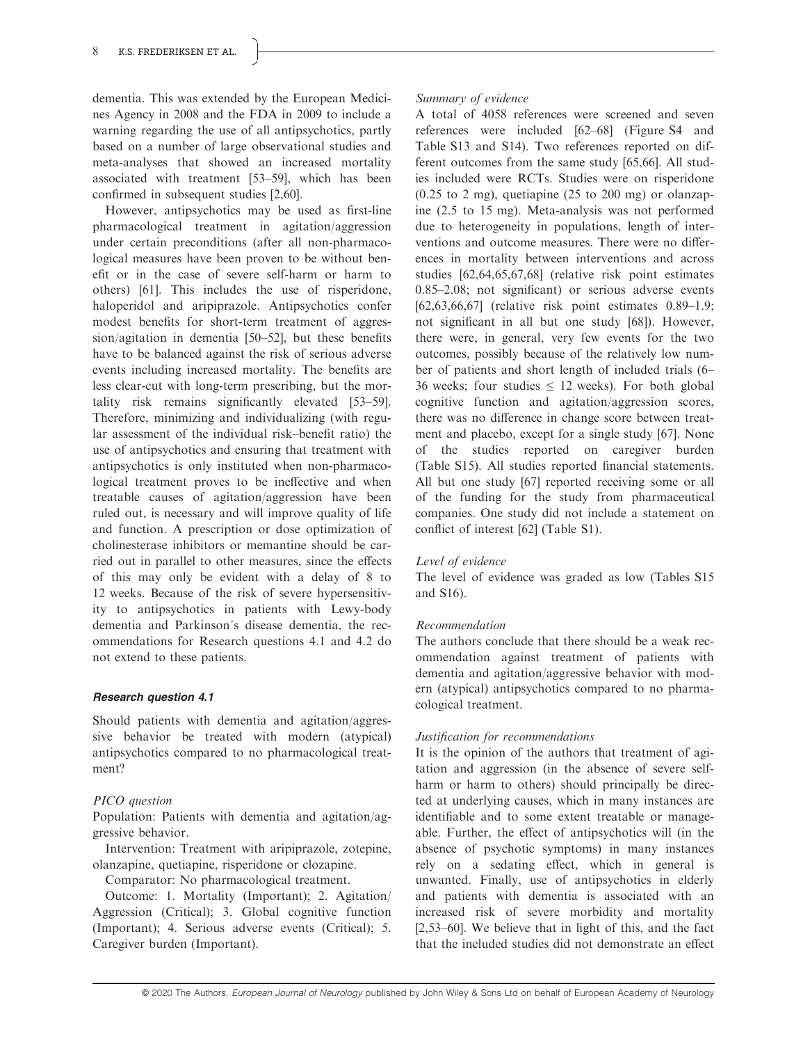dementia. This was extended by the European Medicines Agency in 2008 and the FDA in 2009 to include a warning regarding the use of all antipsychotics, partly based on a number of large observational studies and meta-analyses that showed an increased mortality associated with treatment [53–59], which has been confirmed in subsequent studies [2,60].

However, antipsychotics may be used as first-line pharmacological treatment in agitation/aggression under certain preconditions (after all non-pharmacological measures have been proven to be without benefit or in the case of severe self-harm or harm to others) [61]. This includes the use of risperidone, haloperidol and aripiprazole. Antipsychotics confer modest benefits for short-term treatment of aggression/agitation in dementia [50–52], but these benefits have to be balanced against the risk of serious adverse events including increased mortality. The benefits are less clear-cut with long-term prescribing, but the mortality risk remains significantly elevated [53–59]. Therefore, minimizing and individualizing (with regular assessment of the individual risk–benefit ratio) the use of antipsychotics and ensuring that treatment with antipsychotics is only instituted when non-pharmacological treatment proves to be ineffective and when treatable causes of agitation/aggression have been ruled out, is necessary and will improve quality of life and function. A prescription or dose optimization of cholinesterase inhibitors or memantine should be carried out in parallel to other measures, since the effects of this may only be evident with a delay of 8 to 12 weeks. Because of the risk of severe hypersensitivity to antipsychotics in patients with Lewy-body dementia and Parkinson´s disease dementia, the recommendations for Research questions 4.1 and 4.2 do not extend to these patients.

### Research question 4.1

Should patients with dementia and agitation/aggressive behavior be treated with modern (atypical) antipsychotics compared to no pharmacological treatment?

#### *PICO question*

Population: Patients with dementia and agitation/aggressive behavior.

Intervention: Treatment with aripiprazole, zotepine, olanzapine, quetiapine, risperidone or clozapine.

Comparator: No pharmacological treatment.

Outcome: 1. Mortality (Important); 2. Agitation/Aggression (Critical); 3. Global cognitive function (Important); 4. Serious adverse events (Critical); 5. Caregiver burden (Important).

#### *Summary of evidence*

A total of 4058 references were screened and seven references were included [62–68] (Figure S4 and Table S13 and S14). Two references reported on different outcomes from the same study [65,66]. All studies included were RCTs. Studies were on risperidone (0.25 to 2 mg), quetiapine (25 to 200 mg) or olanzapine (2.5 to 15 mg). Meta-analysis was not performed due to heterogeneity in populations, length of interventions and outcome measures. There were no differences in mortality between interventions and across studies [62,64,65,67,68] (relative risk point estimates 0.85–2.08; not significant) or serious adverse events [62,63,66,67] (relative risk point estimates 0.89–1.9; not significant in all but one study [68]). However, there were, in general, very few events for the two outcomes, possibly because of the relatively low number of patients and short length of included trials (6–36 weeks; four studies ≤ 12 weeks). For both global cognitive function and agitation/aggression scores, there was no difference in change score between treatment and placebo, except for a single study [67]. None of the studies reported on caregiver burden (Table S15). All studies reported financial statements. All but one study [67] reported receiving some or all of the funding for the study from pharmaceutical companies. One study did not include a statement on conflict of interest [62] (Table S1).

#### *Level of evidence*

The level of evidence was graded as low (Tables S15 and S16).

#### *Recommendation*

The authors conclude that there should be a weak recommendation against treatment of patients with dementia and agitation/aggressive behavior with modern (atypical) antipsychotics compared to no pharmacological treatment.

#### *Justification for recommendations*

It is the opinion of the authors that treatment of agitation and aggression (in the absence of severe self-harm or harm to others) should principally be directed at underlying causes, which in many instances are identifiable and to some extent treatable or manageable. Further, the effect of antipsychotics will (in the absence of psychotic symptoms) in many instances rely on a sedating effect, which in general is unwanted. Finally, use of antipsychotics in elderly and patients with dementia is associated with an increased risk of severe morbidity and mortality [2,53–60]. We believe that in light of this, and the fact that the included studies did not demonstrate an effect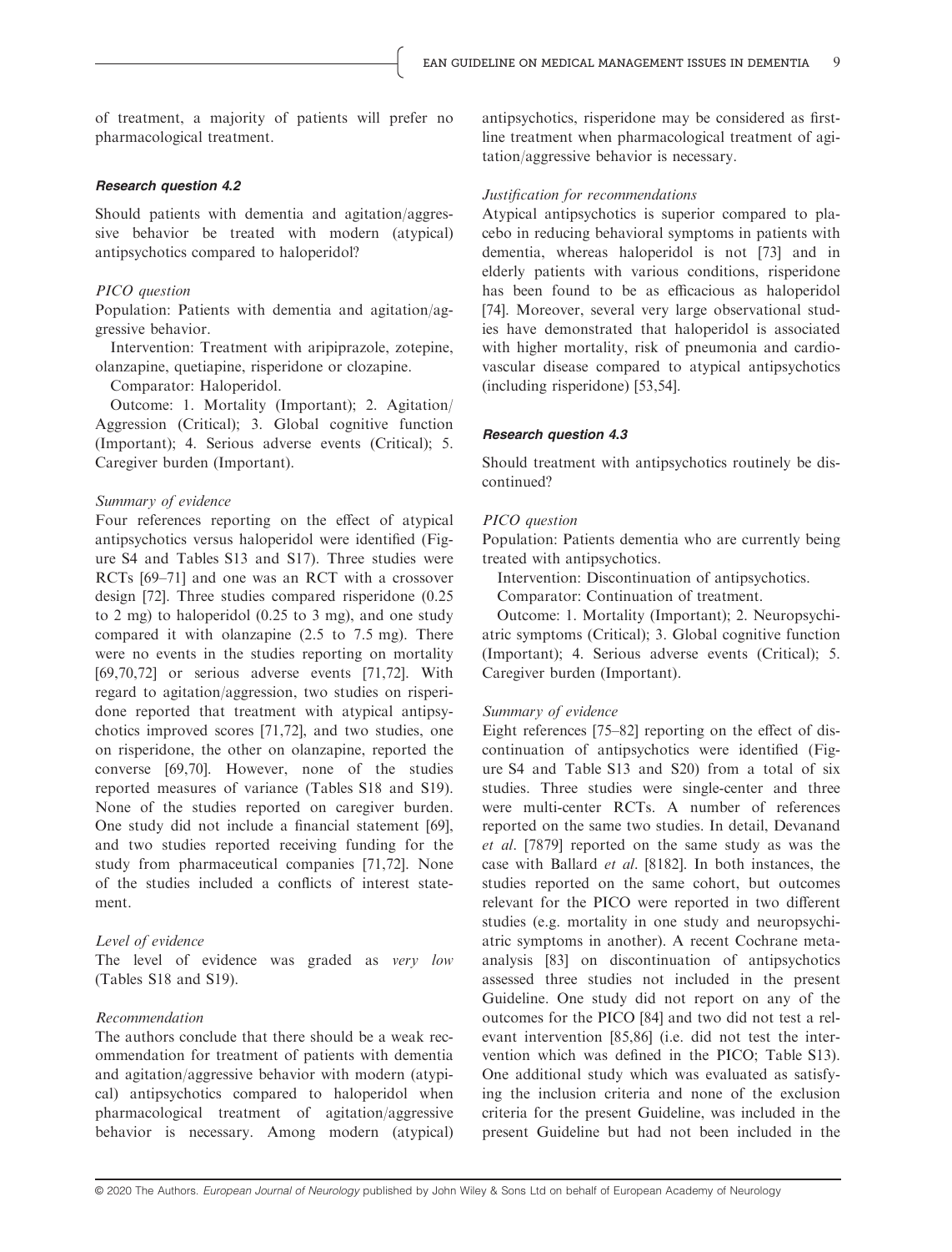of treatment, a majority of patients will prefer no pharmacological treatment.

### Research question 4.2

Should patients with dementia and agitation/aggressive behavior be treated with modern (atypical) antipsychotics compared to haloperidol?

#### PICO question

Population: Patients with dementia and agitation/aggressive behavior.

Intervention: Treatment with aripiprazole, zotepine, olanzapine, quetiapine, risperidone or clozapine.

Comparator: Haloperidol.

Outcome: 1. Mortality (Important); 2. Agitation/Aggression (Critical); 3. Global cognitive function (Important); 4. Serious adverse events (Critical); 5. Caregiver burden (Important).

#### Summary of evidence

Four references reporting on the effect of atypical antipsychotics versus haloperidol were identified (Figure S4 and Tables S13 and S17). Three studies were RCTs [69–71] and one was an RCT with a crossover design [72]. Three studies compared risperidone (0.25 to 2 mg) to haloperidol (0.25 to 3 mg), and one study compared it with olanzapine (2.5 to 7.5 mg). There were no events in the studies reporting on mortality [69,70,72] or serious adverse events [71,72]. With regard to agitation/aggression, two studies on risperidone reported that treatment with atypical antipsychotics improved scores [71,72], and two studies, one on risperidone, the other on olanzapine, reported the converse [69,70]. However, none of the studies reported measures of variance (Tables S18 and S19). None of the studies reported on caregiver burden. One study did not include a financial statement [69], and two studies reported receiving funding for the study from pharmaceutical companies [71,72]. None of the studies included a conflicts of interest statement.

#### Level of evidence

The level of evidence was graded as *very low* (Tables S18 and S19).

#### Recommendation

The authors conclude that there should be a weak recommendation for treatment of patients with dementia and agitation/aggressive behavior with modern (atypical) antipsychotics compared to haloperidol when pharmacological treatment of agitation/aggressive behavior is necessary. Among modern (atypical) antipsychotics, risperidone may be considered as first-line treatment when pharmacological treatment of agitation/aggressive behavior is necessary.

#### Justification for recommendations

Atypical antipsychotics is superior compared to placebo in reducing behavioral symptoms in patients with dementia, whereas haloperidol is not [73] and in elderly patients with various conditions, risperidone has been found to be as efficacious as haloperidol [74]. Moreover, several very large observational studies have demonstrated that haloperidol is associated with higher mortality, risk of pneumonia and cardiovascular disease compared to atypical antipsychotics (including risperidone) [53,54].

### Research question 4.3

Should treatment with antipsychotics routinely be discontinued?

#### PICO question

Population: Patients dementia who are currently being treated with antipsychotics.

Intervention: Discontinuation of antipsychotics.

Comparator: Continuation of treatment.

Outcome: 1. Mortality (Important); 2. Neuropsychiatric symptoms (Critical); 3. Global cognitive function (Important); 4. Serious adverse events (Critical); 5. Caregiver burden (Important).

#### Summary of evidence

Eight references [75–82] reporting on the effect of discontinuation of antipsychotics were identified (Figure S4 and Table S13 and S20) from a total of six studies. Three studies were single-center and three were multi-center RCTs. A number of references reported on the same two studies. In detail, Devanand *et al*. [7879] reported on the same study as was the case with Ballard *et al*. [8182]. In both instances, the studies reported on the same cohort, but outcomes relevant for the PICO were reported in two different studies (e.g. mortality in one study and neuropsychiatric symptoms in another). A recent Cochrane meta-analysis [83] on discontinuation of antipsychotics assessed three studies not included in the present Guideline. One study did not report on any of the outcomes for the PICO [84] and two did not test a relevant intervention [85,86] (i.e. did not test the intervention which was defined in the PICO; Table S13). One additional study which was evaluated as satisfying the inclusion criteria and none of the exclusion criteria for the present Guideline, was included in the present Guideline but had not been included in the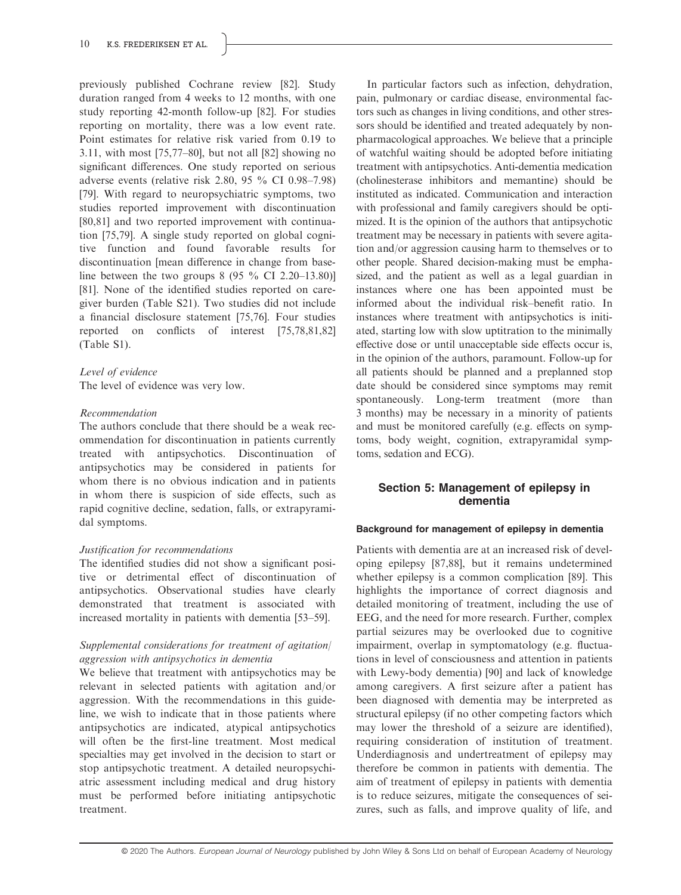previously published Cochrane review [82]. Study duration ranged from 4 weeks to 12 months, with one study reporting 42-month follow-up [82]. For studies reporting on mortality, there was a low event rate. Point estimates for relative risk varied from 0.19 to 3.11, with most [75,77–80], but not all [82] showing no significant differences. One study reported on serious adverse events (relative risk 2.80, 95 % CI 0.98–7.98) [79]. With regard to neuropsychiatric symptoms, two studies reported improvement with discontinuation [80,81] and two reported improvement with continuation [75,79]. A single study reported on global cognitive function and found favorable results for discontinuation [mean difference in change from baseline between the two groups 8 (95 % CI 2.20–13.80)] [81]. None of the identified studies reported on caregiver burden (Table S21). Two studies did not include a financial disclosure statement [75,76]. Four studies reported on conflicts of interest [75,78,81,82] (Table S1).

*Level of evidence*

The level of evidence was very low.

*Recommendation*

The authors conclude that there should be a weak recommendation for discontinuation in patients currently treated with antipsychotics. Discontinuation of antipsychotics may be considered in patients for whom there is no obvious indication and in patients in whom there is suspicion of side effects, such as rapid cognitive decline, sedation, falls, or extrapyramidal symptoms.

*Justification for recommendations*

The identified studies did not show a significant positive or detrimental effect of discontinuation of antipsychotics. Observational studies have clearly demonstrated that treatment is associated with increased mortality in patients with dementia [53–59].

*Supplemental considerations for treatment of agitation/aggression with antipsychotics in dementia*

We believe that treatment with antipsychotics may be relevant in selected patients with agitation and/or aggression. With the recommendations in this guideline, we wish to indicate that in those patients where antipsychotics are indicated, atypical antipsychotics will often be the first-line treatment. Most medical specialties may get involved in the decision to start or stop antipsychotic treatment. A detailed neuropsychiatric assessment including medical and drug history must be performed before initiating antipsychotic treatment.

In particular factors such as infection, dehydration, pain, pulmonary or cardiac disease, environmental factors such as changes in living conditions, and other stressors should be identified and treated adequately by nonpharmacological approaches. We believe that a principle of watchful waiting should be adopted before initiating treatment with antipsychotics. Anti-dementia medication (cholinesterase inhibitors and memantine) should be instituted as indicated. Communication and interaction with professional and family caregivers should be optimized. It is the opinion of the authors that antipsychotic treatment may be necessary in patients with severe agitation and/or aggression causing harm to themselves or to other people. Shared decision-making must be emphasized, and the patient as well as a legal guardian in instances where one has been appointed must be informed about the individual risk–benefit ratio. In instances where treatment with antipsychotics is initiated, starting low with slow uptitration to the minimally effective dose or until unacceptable side effects occur is, in the opinion of the authors, paramount. Follow-up for all patients should be planned and a preplanned stop date should be considered since symptoms may remit spontaneously. Long-term treatment (more than 3 months) may be necessary in a minority of patients and must be monitored carefully (e.g. effects on symptoms, body weight, cognition, extrapyramidal symptoms, sedation and ECG).

## Section 5: Management of epilepsy in dementia

### Background for management of epilepsy in dementia

Patients with dementia are at an increased risk of developing epilepsy [87,88], but it remains undetermined whether epilepsy is a common complication [89]. This highlights the importance of correct diagnosis and detailed monitoring of treatment, including the use of EEG, and the need for more research. Further, complex partial seizures may be overlooked due to cognitive impairment, overlap in symptomatology (e.g. fluctuations in level of consciousness and attention in patients with Lewy-body dementia) [90] and lack of knowledge among caregivers. A first seizure after a patient has been diagnosed with dementia may be interpreted as structural epilepsy (if no other competing factors which may lower the threshold of a seizure are identified), requiring consideration of institution of treatment. Underdiagnosis and undertreatment of epilepsy may therefore be common in patients with dementia. The aim of treatment of epilepsy in patients with dementia is to reduce seizures, mitigate the consequences of seizures, such as falls, and improve quality of life, and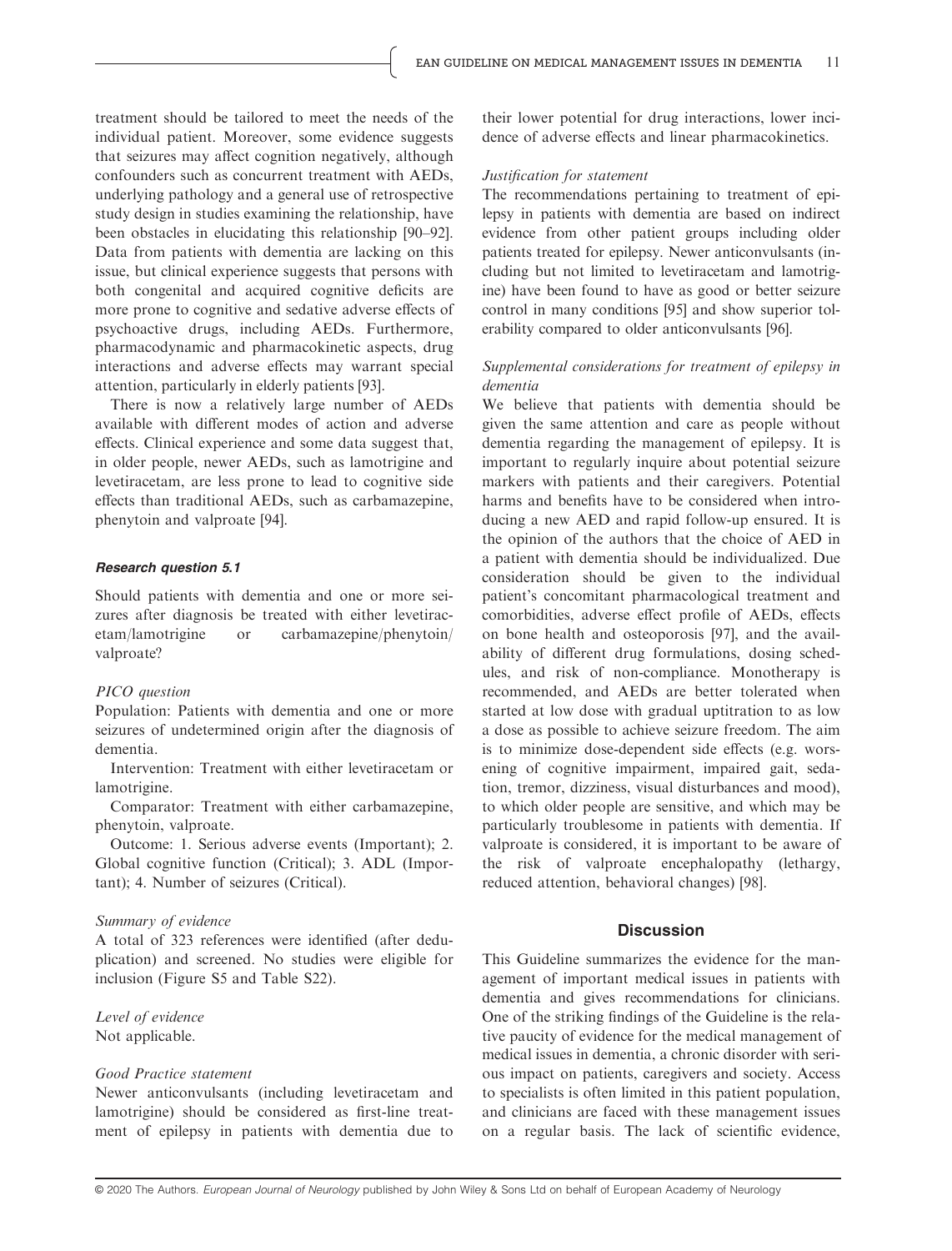treatment should be tailored to meet the needs of the individual patient. Moreover, some evidence suggests that seizures may affect cognition negatively, although confounders such as concurrent treatment with AEDs, underlying pathology and a general use of retrospective study design in studies examining the relationship, have been obstacles in elucidating this relationship [90–92]. Data from patients with dementia are lacking on this issue, but clinical experience suggests that persons with both congenital and acquired cognitive deficits are more prone to cognitive and sedative adverse effects of psychoactive drugs, including AEDs. Furthermore, pharmacodynamic and pharmacokinetic aspects, drug interactions and adverse effects may warrant special attention, particularly in elderly patients [93].

There is now a relatively large number of AEDs available with different modes of action and adverse effects. Clinical experience and some data suggest that, in older people, newer AEDs, such as lamotrigine and levetiracetam, are less prone to lead to cognitive side effects than traditional AEDs, such as carbamazepine, phenytoin and valproate [94].

#### Research question 5.1

Should patients with dementia and one or more seizures after diagnosis be treated with either levetiracetam/lamotrigine or carbamazepine/phenytoin/valproate?

*PICO question*

Population: Patients with dementia and one or more seizures of undetermined origin after the diagnosis of dementia.

Intervention: Treatment with either levetiracetam or lamotrigine.

Comparator: Treatment with either carbamazepine, phenytoin, valproate.

Outcome: 1. Serious adverse events (Important); 2. Global cognitive function (Critical); 3. ADL (Important); 4. Number of seizures (Critical).

*Summary of evidence*

A total of 323 references were identified (after deduplication) and screened. No studies were eligible for inclusion (Figure S5 and Table S22).

*Level of evidence*

Not applicable.

*Good Practice statement*

Newer anticonvulsants (including levetiracetam and lamotrigine) should be considered as first-line treatment of epilepsy in patients with dementia due to their lower potential for drug interactions, lower incidence of adverse effects and linear pharmacokinetics.

*Justification for statement*

The recommendations pertaining to treatment of epilepsy in patients with dementia are based on indirect evidence from other patient groups including older patients treated for epilepsy. Newer anticonvulsants (including but not limited to levetiracetam and lamotrigine) have been found to have as good or better seizure control in many conditions [95] and show superior tolerability compared to older anticonvulsants [96].

*Supplemental considerations for treatment of epilepsy in dementia*

We believe that patients with dementia should be given the same attention and care as people without dementia regarding the management of epilepsy. It is important to regularly inquire about potential seizure markers with patients and their caregivers. Potential harms and benefits have to be considered when introducing a new AED and rapid follow-up ensured. It is the opinion of the authors that the choice of AED in a patient with dementia should be individualized. Due consideration should be given to the individual patient's concomitant pharmacological treatment and comorbidities, adverse effect profile of AEDs, effects on bone health and osteoporosis [97], and the availability of different drug formulations, dosing schedules, and risk of non-compliance. Monotherapy is recommended, and AEDs are better tolerated when started at low dose with gradual uptitration to as low a dose as possible to achieve seizure freedom. The aim is to minimize dose-dependent side effects (e.g. worsening of cognitive impairment, impaired gait, sedation, tremor, dizziness, visual disturbances and mood), to which older people are sensitive, and which may be particularly troublesome in patients with dementia. If valproate is considered, it is important to be aware of the risk of valproate encephalopathy (lethargy, reduced attention, behavioral changes) [98].

## Discussion

This Guideline summarizes the evidence for the management of important medical issues in patients with dementia and gives recommendations for clinicians. One of the striking findings of the Guideline is the relative paucity of evidence for the medical management of medical issues in dementia, a chronic disorder with serious impact on patients, caregivers and society. Access to specialists is often limited in this patient population, and clinicians are faced with these management issues on a regular basis. The lack of scientific evidence,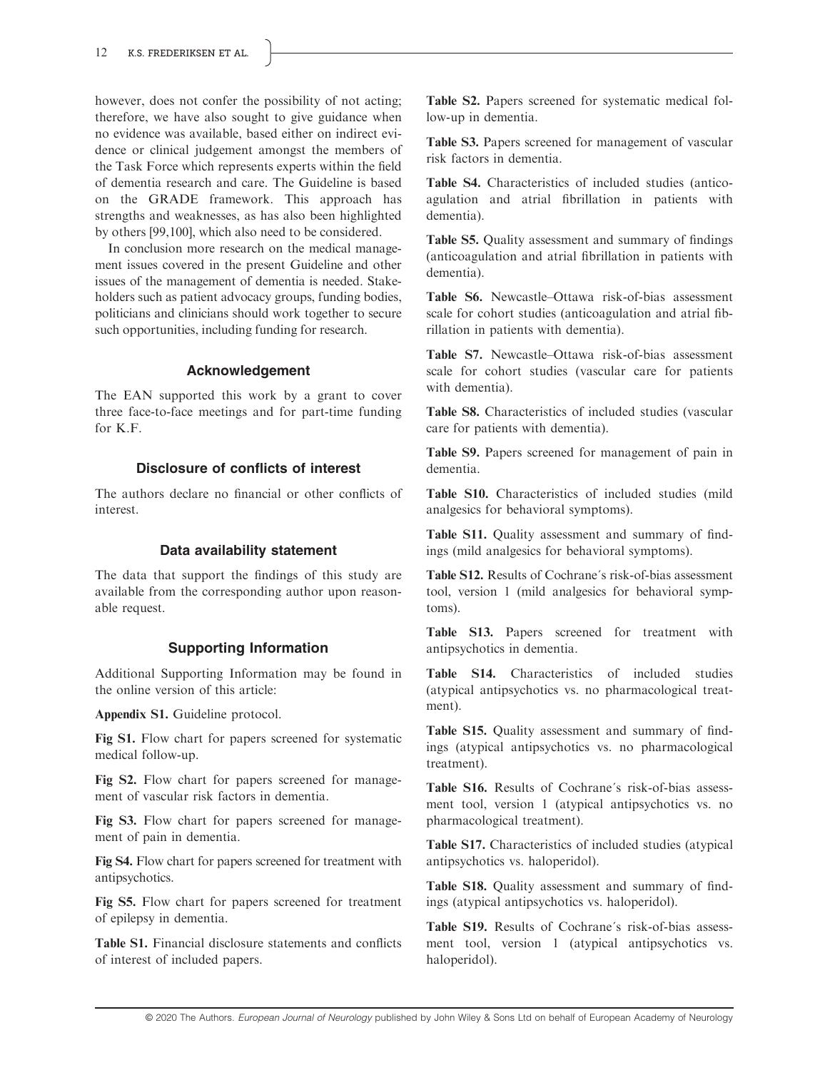however, does not confer the possibility of not acting; therefore, we have also sought to give guidance when no evidence was available, based either on indirect evidence or clinical judgement amongst the members of the Task Force which represents experts within the field of dementia research and care. The Guideline is based on the GRADE framework. This approach has strengths and weaknesses, as has also been highlighted by others [99,100], which also need to be considered.

In conclusion more research on the medical management issues covered in the present Guideline and other issues of the management of dementia is needed. Stakeholders such as patient advocacy groups, funding bodies, politicians and clinicians should work together to secure such opportunities, including funding for research.

## Acknowledgement

The EAN supported this work by a grant to cover three face-to-face meetings and for part-time funding for K.F.

## Disclosure of conflicts of interest

The authors declare no financial or other conflicts of interest.

## Data availability statement

The data that support the findings of this study are available from the corresponding author upon reasonable request.

## Supporting Information

Additional Supporting Information may be found in the online version of this article:

**Appendix S1.** Guideline protocol.

**Fig S1.** Flow chart for papers screened for systematic medical follow-up.

**Fig S2.** Flow chart for papers screened for management of vascular risk factors in dementia.

**Fig S3.** Flow chart for papers screened for management of pain in dementia.

**Fig S4.** Flow chart for papers screened for treatment with antipsychotics.

**Fig S5.** Flow chart for papers screened for treatment of epilepsy in dementia.

**Table S1.** Financial disclosure statements and conflicts of interest of included papers.

**Table S2.** Papers screened for systematic medical follow-up in dementia.

**Table S3.** Papers screened for management of vascular risk factors in dementia.

**Table S4.** Characteristics of included studies (anticoagulation and atrial fibrillation in patients with dementia).

**Table S5.** Quality assessment and summary of findings (anticoagulation and atrial fibrillation in patients with dementia).

**Table S6.** Newcastle–Ottawa risk-of-bias assessment scale for cohort studies (anticoagulation and atrial fibrillation in patients with dementia).

**Table S7.** Newcastle–Ottawa risk-of-bias assessment scale for cohort studies (vascular care for patients with dementia).

**Table S8.** Characteristics of included studies (vascular care for patients with dementia).

**Table S9.** Papers screened for management of pain in dementia.

**Table S10.** Characteristics of included studies (mild analgesics for behavioral symptoms).

**Table S11.** Quality assessment and summary of findings (mild analgesics for behavioral symptoms).

**Table S12.** Results of Cochrane´s risk-of-bias assessment tool, version 1 (mild analgesics for behavioral symptoms).

**Table S13.** Papers screened for treatment with antipsychotics in dementia.

**Table S14.** Characteristics of included studies (atypical antipsychotics vs. no pharmacological treatment).

**Table S15.** Quality assessment and summary of findings (atypical antipsychotics vs. no pharmacological treatment).

**Table S16.** Results of Cochrane´s risk-of-bias assessment tool, version 1 (atypical antipsychotics vs. no pharmacological treatment).

**Table S17.** Characteristics of included studies (atypical antipsychotics vs. haloperidol).

**Table S18.** Quality assessment and summary of findings (atypical antipsychotics vs. haloperidol).

**Table S19.** Results of Cochrane´s risk-of-bias assessment tool, version 1 (atypical antipsychotics vs. haloperidol).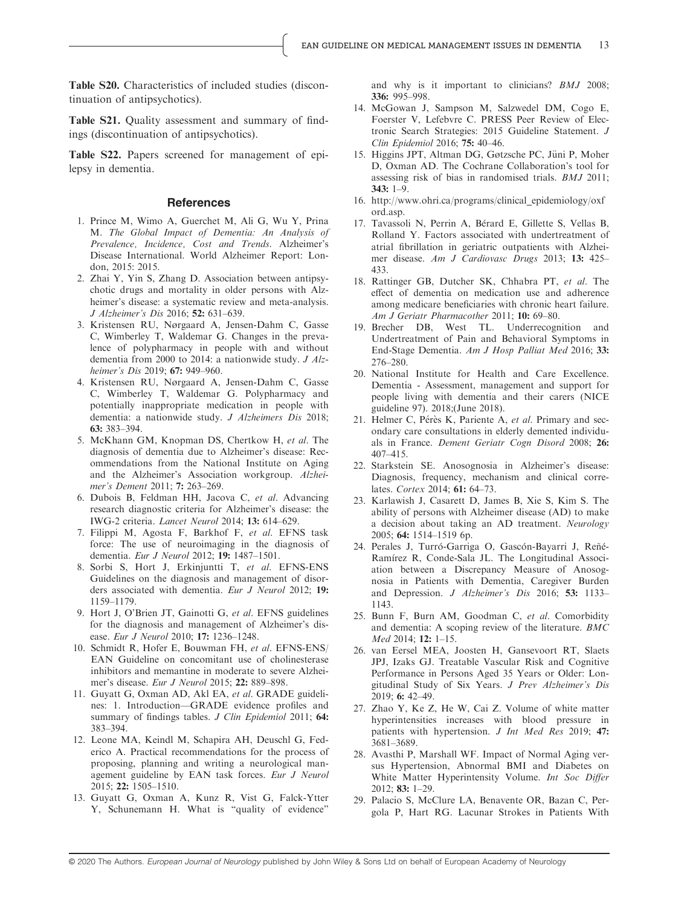**Table S20.** Characteristics of included studies (discontinuation of antipsychotics).

**Table S21.** Quality assessment and summary of findings (discontinuation of antipsychotics).

**Table S22.** Papers screened for management of epilepsy in dementia.

## References

1. Prince M, Wimo A, Guerchet M, Ali G, Wu Y, Prina M. *The Global Impact of Dementia: An Analysis of Prevalence, Incidence, Cost and Trends*. Alzheimer's Disease International. World Alzheimer Report: London, 2015: 2015.
2. Zhai Y, Yin S, Zhang D. Association between antipsychotic drugs and mortality in older persons with Alzheimer's disease: a systematic review and meta-analysis. *J Alzheimer's Dis* 2016; **52:** 631–639.
3. Kristensen RU, Nørgaard A, Jensen-Dahm C, Gasse C, Wimberley T, Waldemar G. Changes in the prevalence of polypharmacy in people with and without dementia from 2000 to 2014: a nationwide study. *J Alzheimer's Dis* 2019; **67:** 949–960.
4. Kristensen RU, Nørgaard A, Jensen-Dahm C, Gasse C, Wimberley T, Waldemar G. Polypharmacy and potentially inappropriate medication in people with dementia: a nationwide study. *J Alzheimers Dis* 2018; **63:** 383–394.
5. McKhann GM, Knopman DS, Chertkow H, *et al*. The diagnosis of dementia due to Alzheimer's disease: Recommendations from the National Institute on Aging and the Alzheimer's Association workgroup. *Alzheimer's Dement* 2011; **7:** 263–269.
6. Dubois B, Feldman HH, Jacova C, *et al*. Advancing research diagnostic criteria for Alzheimer's disease: the IWG-2 criteria. *Lancet Neurol* 2014; **13:** 614–629.
7. Filippi M, Agosta F, Barkhof F, *et al*. EFNS task force: The use of neuroimaging in the diagnosis of dementia. *Eur J Neurol* 2012; **19:** 1487–1501.
8. Sorbi S, Hort J, Erkinjuntti T, *et al*. EFNS-ENS Guidelines on the diagnosis and management of disorders associated with dementia. *Eur J Neurol* 2012; **19:** 1159–1179.
9. Hort J, O'Brien JT, Gainotti G, *et al*. EFNS guidelines for the diagnosis and management of Alzheimer's disease. *Eur J Neurol* 2010; **17:** 1236–1248.
10. Schmidt R, Hofer E, Bouwman FH, *et al*. EFNS-ENS/EAN Guideline on concomitant use of cholinesterase inhibitors and memantine in moderate to severe Alzheimer's disease. *Eur J Neurol* 2015; **22:** 889–898.
11. Guyatt G, Oxman AD, Akl EA, *et al*. GRADE guidelines: 1. Introduction—GRADE evidence profiles and summary of findings tables. *J Clin Epidemiol* 2011; **64:** 383–394.
12. Leone MA, Keindl M, Schapira AH, Deuschl G, Federico A. Practical recommendations for the process of proposing, planning and writing a neurological management guideline by EAN task forces. *Eur J Neurol* 2015; **22:** 1505–1510.
13. Guyatt G, Oxman A, Kunz R, Vist G, Falck-Ytter Y, Schunemann H. What is "quality of evidence" and why is it important to clinicians? *BMJ* 2008; **336:** 995–998.
14. McGowan J, Sampson M, Salzwedel DM, Cogo E, Foerster V, Lefebvre C. PRESS Peer Review of Electronic Search Strategies: 2015 Guideline Statement. *J Clin Epidemiol* 2016; **75:** 40–46.
15. Higgins JPT, Altman DG, Gøtzsche PC, Jüni P, Moher D, Oxman AD. The Cochrane Collaboration's tool for assessing risk of bias in randomised trials. *BMJ* 2011; **343:** 1–9.
16. http://www.ohri.ca/programs/clinical_epidemiology/oxford.asp.
17. Tavassoli N, Perrin A, Bérard E, Gillette S, Vellas B, Rolland Y. Factors associated with undertreatment of atrial fibrillation in geriatric outpatients with Alzheimer disease. *Am J Cardiovasc Drugs* 2013; **13:** 425–433.
18. Rattinger GB, Dutcher SK, Chhabra PT, *et al*. The effect of dementia on medication use and adherence among medicare beneficiaries with chronic heart failure. *Am J Geriatr Pharmacother* 2011; **10:** 69–80.
19. Brecher DB, West TL. Underrecognition and Undertreatment of Pain and Behavioral Symptoms in End-Stage Dementia. *Am J Hosp Palliat Med* 2016; **33:** 276–280.
20. National Institute for Health and Care Excellence. Dementia - Assessment, management and support for people living with dementia and their carers (NICE guideline 97). 2018;(June 2018).
21. Helmer C, Pérès K, Pariente A, *et al*. Primary and secondary care consultations in elderly demented individuals in France. *Dement Geriatr Cogn Disord* 2008; **26:** 407–415.
22. Starkstein SE. Anosognosia in Alzheimer's disease: Diagnosis, frequency, mechanism and clinical correlates. *Cortex* 2014; **61:** 64–73.
23. Karlawish J, Casarett D, James B, Xie S, Kim S. The ability of persons with Alzheimer disease (AD) to make a decision about taking an AD treatment. *Neurology* 2005; **64:** 1514–1519 6p.
24. Perales J, Turró-Garriga O, Gascón-Bayarri J, Reñé-Ramírez R, Conde-Sala JL. The Longitudinal Association between a Discrepancy Measure of Anosognosia in Patients with Dementia, Caregiver Burden and Depression. *J Alzheimer's Dis* 2016; **53:** 1133–1143.
25. Bunn F, Burn AM, Goodman C, *et al*. Comorbidity and dementia: A scoping review of the literature. *BMC Med* 2014; **12:** 1–15.
26. van Eersel MEA, Joosten H, Gansevoort RT, Slaets JPJ, Izaks GJ. Treatable Vascular Risk and Cognitive Performance in Persons Aged 35 Years or Older: Longitudinal Study of Six Years. *J Prev Alzheimer's Dis* 2019; **6:** 42–49.
27. Zhao Y, Ke Z, He W, Cai Z. Volume of white matter hyperintensities increases with blood pressure in patients with hypertension. *J Int Med Res* 2019; **47:** 3681–3689.
28. Avasthi P, Marshall WF. Impact of Normal Aging versus Hypertension, Abnormal BMI and Diabetes on White Matter Hyperintensity Volume. *Int Soc Differ* 2012; **83:** 1–29.
29. Palacio S, McClure LA, Benavente OR, Bazan C, Pergola P, Hart RG. Lacunar Strokes in Patients With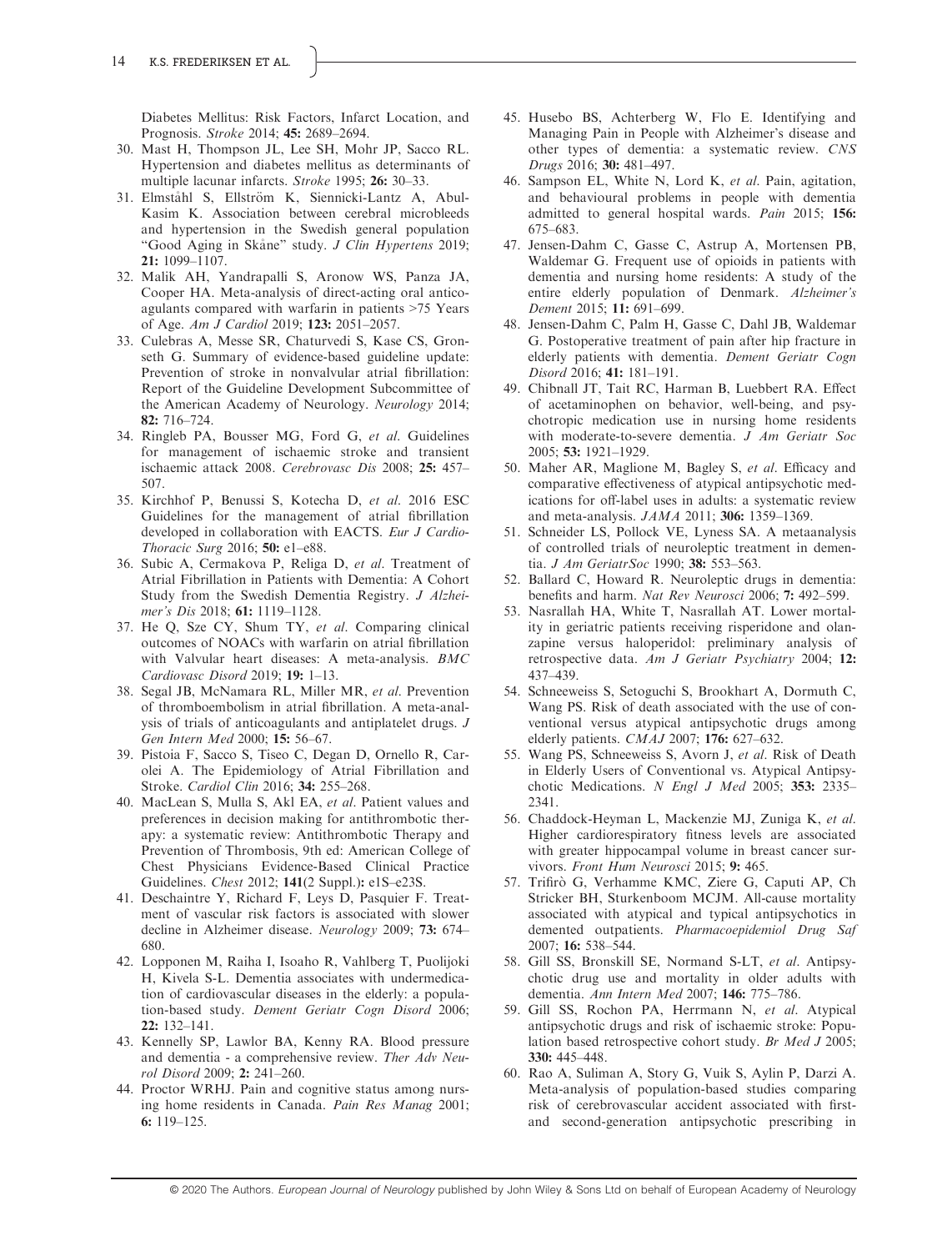Diabetes Mellitus: Risk Factors, Infarct Location, and Prognosis. *Stroke* 2014; **45:** 2689–2694.

30. Mast H, Thompson JL, Lee SH, Mohr JP, Sacco RL. Hypertension and diabetes mellitus as determinants of multiple lacunar infarcts. *Stroke* 1995; **26:** 30–33.
31. Elmståhl S, Ellström K, Siennicki-Lantz A, Abul-Kasim K. Association between cerebral microbleeds and hypertension in the Swedish general population "Good Aging in Skåne" study. *J Clin Hypertens* 2019; **21:** 1099–1107.
32. Malik AH, Yandrapalli S, Aronow WS, Panza JA, Cooper HA. Meta-analysis of direct-acting oral anticoagulants compared with warfarin in patients >75 Years of Age. *Am J Cardiol* 2019; **123:** 2051–2057.
33. Culebras A, Messe SR, Chaturvedi S, Kase CS, Gronseth G. Summary of evidence-based guideline update: Prevention of stroke in nonvalvular atrial fibrillation: Report of the Guideline Development Subcommittee of the American Academy of Neurology. *Neurology* 2014; **82:** 716–724.
34. Ringleb PA, Bousser MG, Ford G, *et al*. Guidelines for management of ischaemic stroke and transient ischaemic attack 2008. *Cerebrovasc Dis* 2008; **25:** 457–507.
35. Kirchhof P, Benussi S, Kotecha D, *et al*. 2016 ESC Guidelines for the management of atrial fibrillation developed in collaboration with EACTS. *Eur J Cardio-Thoracic Surg* 2016; **50:** e1–e88.
36. Subic A, Cermakova P, Religa D, *et al*. Treatment of Atrial Fibrillation in Patients with Dementia: A Cohort Study from the Swedish Dementia Registry. *J Alzheimer's Dis* 2018; **61:** 1119–1128.
37. He Q, Sze CY, Shum TY, *et al*. Comparing clinical outcomes of NOACs with warfarin on atrial fibrillation with Valvular heart diseases: A meta-analysis. *BMC Cardiovasc Disord* 2019; **19:** 1–13.
38. Segal JB, McNamara RL, Miller MR, *et al*. Prevention of thromboembolism in atrial fibrillation. A meta-analysis of trials of anticoagulants and antiplatelet drugs. *J Gen Intern Med* 2000; **15:** 56–67.
39. Pistoia F, Sacco S, Tiseo C, Degan D, Ornello R, Carolei A. The Epidemiology of Atrial Fibrillation and Stroke. *Cardiol Clin* 2016; **34:** 255–268.
40. MacLean S, Mulla S, Akl EA, *et al*. Patient values and preferences in decision making for antithrombotic therapy: a systematic review: Antithrombotic Therapy and Prevention of Thrombosis, 9th ed: American College of Chest Physicians Evidence-Based Clinical Practice Guidelines. *Chest* 2012; **141**(2 Suppl.)**:** e1S–e23S.
41. Deschaintre Y, Richard F, Leys D, Pasquier F. Treatment of vascular risk factors is associated with slower decline in Alzheimer disease. *Neurology* 2009; **73:** 674–680.
42. Lopponen M, Raiha I, Isoaho R, Vahlberg T, Puolijoki H, Kivela S-L. Dementia associates with undermedication of cardiovascular diseases in the elderly: a population-based study. *Dement Geriatr Cogn Disord* 2006; **22:** 132–141.
43. Kennelly SP, Lawlor BA, Kenny RA. Blood pressure and dementia - a comprehensive review. *Ther Adv Neurol Disord* 2009; **2:** 241–260.
44. Proctor WRHJ. Pain and cognitive status among nursing home residents in Canada. *Pain Res Manag* 2001; **6:** 119–125.
45. Husebo BS, Achterberg W, Flo E. Identifying and Managing Pain in People with Alzheimer's disease and other types of dementia: a systematic review. *CNS Drugs* 2016; **30:** 481–497.
46. Sampson EL, White N, Lord K, *et al*. Pain, agitation, and behavioural problems in people with dementia admitted to general hospital wards. *Pain* 2015; **156:** 675–683.
47. Jensen-Dahm C, Gasse C, Astrup A, Mortensen PB, Waldemar G. Frequent use of opioids in patients with dementia and nursing home residents: A study of the entire elderly population of Denmark. *Alzheimer's Dement* 2015; **11:** 691–699.
48. Jensen-Dahm C, Palm H, Gasse C, Dahl JB, Waldemar G. Postoperative treatment of pain after hip fracture in elderly patients with dementia. *Dement Geriatr Cogn Disord* 2016; **41:** 181–191.
49. Chibnall JT, Tait RC, Harman B, Luebbert RA. Effect of acetaminophen on behavior, well-being, and psychotropic medication use in nursing home residents with moderate-to-severe dementia. *J Am Geriatr Soc* 2005; **53:** 1921–1929.
50. Maher AR, Maglione M, Bagley S, *et al*. Efficacy and comparative effectiveness of atypical antipsychotic medications for off-label uses in adults: a systematic review and meta-analysis. *JAMA* 2011; **306:** 1359–1369.
51. Schneider LS, Pollock VE, Lyness SA. A metaanalysis of controlled trials of neuroleptic treatment in dementia. *J Am GeriatrSoc* 1990; **38:** 553–563.
52. Ballard C, Howard R. Neuroleptic drugs in dementia: benefits and harm. *Nat Rev Neurosci* 2006; **7:** 492–599.
53. Nasrallah HA, White T, Nasrallah AT. Lower mortality in geriatric patients receiving risperidone and olanzapine versus haloperidol: preliminary analysis of retrospective data. *Am J Geriatr Psychiatry* 2004; **12:** 437–439.
54. Schneeweiss S, Setoguchi S, Brookhart A, Dormuth C, Wang PS. Risk of death associated with the use of conventional versus atypical antipsychotic drugs among elderly patients. *CMAJ* 2007; **176:** 627–632.
55. Wang PS, Schneeweiss S, Avorn J, *et al*. Risk of Death in Elderly Users of Conventional vs. Atypical Antipsychotic Medications. *N Engl J Med* 2005; **353:** 2335–2341.
56. Chaddock-Heyman L, Mackenzie MJ, Zuniga K, *et al*. Higher cardiorespiratory fitness levels are associated with greater hippocampal volume in breast cancer survivors. *Front Hum Neurosci* 2015; **9:** 465.
57. Trifirò G, Verhamme KMC, Ziere G, Caputi AP, Ch Stricker BH, Sturkenboom MCJM. All-cause mortality associated with atypical and typical antipsychotics in demented outpatients. *Pharmacoepidemiol Drug Saf* 2007; **16:** 538–544.
58. Gill SS, Bronskill SE, Normand S-LT, *et al*. Antipsychotic drug use and mortality in older adults with dementia. *Ann Intern Med* 2007; **146:** 775–786.
59. Gill SS, Rochon PA, Herrmann N, *et al*. Atypical antipsychotic drugs and risk of ischaemic stroke: Population based retrospective cohort study. *Br Med J* 2005; **330:** 445–448.
60. Rao A, Suliman A, Story G, Vuik S, Aylin P, Darzi A. Meta-analysis of population-based studies comparing risk of cerebrovascular accident associated with first- and second-generation antipsychotic prescribing in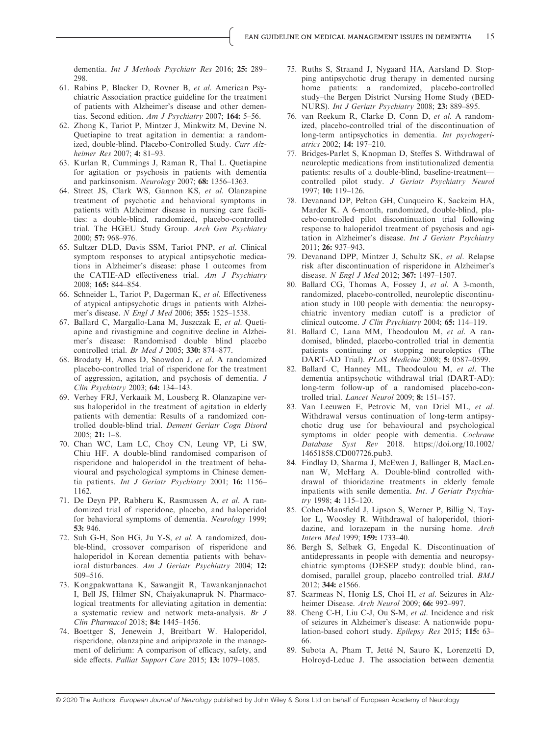dementia. *Int J Methods Psychiatr Res* 2016; **25:** 289–298.

61. Rabins P, Blacker D, Rovner B, *et al*. American Psychiatric Association practice guideline for the treatment of patients with Alzheimer's disease and other dementias. Second edition. *Am J Psychiatry* 2007; **164:** 5–56.
62. Zhong K, Tariot P, Mintzer J, Minkwitz M, Devine N. Quetiapine to treat agitation in dementia: a randomized, double-blind. Placebo-Controlled Study. *Curr Alzheimer Res* 2007; **4:** 81–93.
63. Kurlan R, Cummings J, Raman R, Thal L. Quetiapine for agitation or psychosis in patients with dementia and parkinsonism. *Neurology* 2007; **68:** 1356–1363.
64. Street JS, Clark WS, Gannon KS, *et al*. Olanzapine treatment of psychotic and behavioral symptoms in patients with Alzheimer disease in nursing care facilities: a double-blind, randomized, placebo-controlled trial. The HGEU Study Group. *Arch Gen Psychiatry* 2000; **57:** 968–976.
65. Sultzer DLD, Davis SSM, Tariot PNP, *et al*. Clinical symptom responses to atypical antipsychotic medications in Alzheimer's disease: phase 1 outcomes from the CATIE-AD effectiveness trial. *Am J Psychiatry* 2008; **165:** 844–854.
66. Schneider L, Tariot P, Dagerman K, *et al*. Effectiveness of atypical antipsychotic drugs in patients with Alzheimer's disease. *N Engl J Med* 2006; **355:** 1525–1538.
67. Ballard C, Margallo-Lana M, Juszczak E, *et al*. Quetiapine and rivastigmine and cognitive decline in Alzheimer's disease: Randomised double blind placebo controlled trial. *Br Med J* 2005; **330:** 874–877.
68. Brodaty H, Ames D, Snowdon J, *et al*. A randomized placebo-controlled trial of risperidone for the treatment of aggression, agitation, and psychosis of dementia. *J Clin Psychiatry* 2003; **64:** 134–143.
69. Verhey FRJ, Verkaaik M, Lousberg R. Olanzapine versus haloperidol in the treatment of agitation in elderly patients with dementia: Results of a randomized controlled double-blind trial. *Dement Geriatr Cogn Disord* 2005; **21:** 1–8.
70. Chan WC, Lam LC, Choy CN, Leung VP, Li SW, Chiu HF. A double-blind randomised comparison of risperidone and haloperidol in the treatment of behavioural and psychological symptoms in Chinese dementia patients. *Int J Geriatr Psychiatry* 2001; **16:** 1156–1162.
71. De Deyn PP, Rabheru K, Rasmussen A, *et al*. A randomized trial of risperidone, placebo, and haloperidol for behavioral symptoms of dementia. *Neurology* 1999; **53:** 946.
72. Suh G-H, Son HG, Ju Y-S, *et al*. A randomized, double-blind, crossover comparison of risperidone and haloperidol in Korean dementia patients with behavioral disturbances. *Am J Geriatr Psychiatry* 2004; **12:** 509–516.
73. Kongpakwattana K, Sawangjit R, Tawankanjanachot I, Bell JS, Hilmer SN, Chaiyakunapruk N. Pharmacological treatments for alleviating agitation in dementia: a systematic review and network meta-analysis. *Br J Clin Pharmacol* 2018; **84:** 1445–1456.
74. Boettger S, Jenewein J, Breitbart W. Haloperidol, risperidone, olanzapine and aripiprazole in the management of delirium: A comparison of efficacy, safety, and side effects. *Palliat Support Care* 2015; **13:** 1079–1085.
75. Ruths S, Straand J, Nygaard HA, Aarsland D. Stopping antipsychotic drug therapy in demented nursing home patients: a randomized, placebo-controlled study–the Bergen District Nursing Home Study (BEDNURS). *Int J Geriatr Psychiatry* 2008; **23:** 889–895.
76. van Reekum R, Clarke D, Conn D, *et al*. A randomized, placebo-controlled trial of the discontinuation of long-term antipsychotics in dementia. *Int psychogeriatrics* 2002; **14:** 197–210.
77. Bridges-Parlet S, Knopman D, Steffes S. Withdrawal of neuroleptic medications from institutionalized dementia patients: results of a double-blind, baseline-treatment—controlled pilot study. *J Geriatr Psychiatry Neurol* 1997; **10:** 119–126.
78. Devanand DP, Pelton GH, Cunqueiro K, Sackeim HA, Marder K. A 6-month, randomized, double-blind, placebo-controlled pilot discontinuation trial following response to haloperidol treatment of psychosis and agitation in Alzheimer's disease. *Int J Geriatr Psychiatry* 2011; **26:** 937–943.
79. Devanand DPP, Mintzer J, Schultz SK, *et al*. Relapse risk after discontinuation of risperidone in Alzheimer's disease. *N Engl J Med* 2012; **367:** 1497–1507.
80. Ballard CG, Thomas A, Fossey J, *et al*. A 3-month, randomized, placebo-controlled, neuroleptic discontinuation study in 100 people with dementia: the neuropsychiatric inventory median cutoff is a predictor of clinical outcome. *J Clin Psychiatry* 2004; **65:** 114–119.
81. Ballard C, Lana MM, Theodoulou M, *et al*. A randomised, blinded, placebo-controlled trial in dementia patients continuing or stopping neuroleptics (The DART-AD Trial). *PLoS Medicine* 2008; **5:** 0587–0599.
82. Ballard C, Hanney ML, Theodoulou M, *et al*. The dementia antipsychotic withdrawal trial (DART-AD): long-term follow-up of a randomised placebo-controlled trial. *Lancet Neurol* 2009; **8:** 151–157.
83. Van Leeuwen E, Petrovic M, van Driel ML, *et al*. Withdrawal versus continuation of long-term antipsychotic drug use for behavioural and psychological symptoms in older people with dementia. *Cochrane Database Syst Rev* 2018. https://doi.org/10.1002/14651858.CD007726.pub3.
84. Findlay D, Sharma J, McEwen J, Ballinger B, MacLennan W, McHarg A. Double-blind controlled withdrawal of thioridazine treatments in elderly female inpatients with senile dementia. *Int. J Geriatr Psychiatry* 1998; **4:** 115–120.
85. Cohen-Mansfield J, Lipson S, Werner P, Billig N, Taylor L, Woosley R. Withdrawal of haloperidol, thioridazine, and lorazepam in the nursing home. *Arch Intern Med* 1999; **159:** 1733–40.
86. Bergh S, Selbæk G, Engedal K. Discontinuation of antidepressants in people with dementia and neuropsychiatric symptoms (DESEP study): double blind, randomised, parallel group, placebo controlled trial. *BMJ* 2012; **344:** e1566.
87. Scarmeas N, Honig LS, Choi H, *et al*. Seizures in Alzheimer Disease. *Arch Neurol* 2009; **66:** 992–997.
88. Cheng C-H, Liu C-J, Ou S-M, *et al*. Incidence and risk of seizures in Alzheimer's disease: A nationwide population-based cohort study. *Epilepsy Res* 2015; **115:** 63–66.
89. Subota A, Pham T, Jetté N, Sauro K, Lorenzetti D, Holroyd-Leduc J. The association between dementia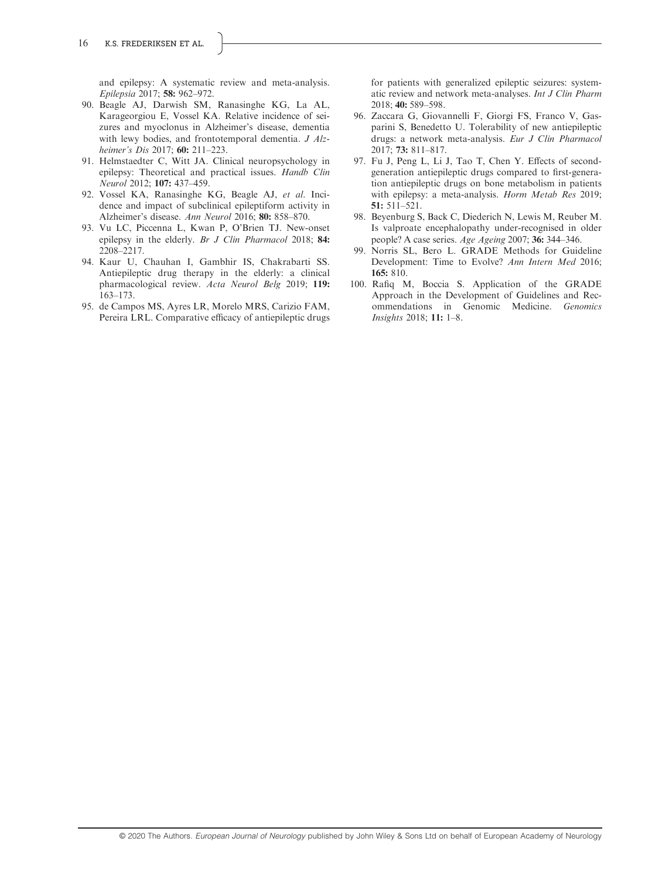and epilepsy: A systematic review and meta-analysis. *Epilepsia* 2017; **58:** 962–972.

90. Beagle AJ, Darwish SM, Ranasinghe KG, La AL, Karageorgiou E, Vossel KA. Relative incidence of seizures and myoclonus in Alzheimer's disease, dementia with lewy bodies, and frontotemporal dementia. *J Alzheimer's Dis* 2017; **60:** 211–223.
91. Helmstaedter C, Witt JA. Clinical neuropsychology in epilepsy: Theoretical and practical issues. *Handb Clin Neurol* 2012; **107:** 437–459.
92. Vossel KA, Ranasinghe KG, Beagle AJ, *et al*. Incidence and impact of subclinical epileptiform activity in Alzheimer's disease. *Ann Neurol* 2016; **80:** 858–870.
93. Vu LC, Piccenna L, Kwan P, O'Brien TJ. New-onset epilepsy in the elderly. *Br J Clin Pharmacol* 2018; **84:** 2208–2217.
94. Kaur U, Chauhan I, Gambhir IS, Chakrabarti SS. Antiepileptic drug therapy in the elderly: a clinical pharmacological review. *Acta Neurol Belg* 2019; **119:** 163–173.
95. de Campos MS, Ayres LR, Morelo MRS, Carizio FAM, Pereira LRL. Comparative efficacy of antiepileptic drugs for patients with generalized epileptic seizures: systematic review and network meta-analyses. *Int J Clin Pharm* 2018; **40:** 589–598.
96. Zaccara G, Giovannelli F, Giorgi FS, Franco V, Gasparini S, Benedetto U. Tolerability of new antiepileptic drugs: a network meta-analysis. *Eur J Clin Pharmacol* 2017; **73:** 811–817.
97. Fu J, Peng L, Li J, Tao T, Chen Y. Effects of second-generation antiepileptic drugs compared to first-generation antiepileptic drugs on bone metabolism in patients with epilepsy: a meta-analysis. *Horm Metab Res* 2019; **51:** 511–521.
98. Beyenburg S, Back C, Diederich N, Lewis M, Reuber M. Is valproate encephalopathy under-recognised in older people? A case series. *Age Ageing* 2007; **36:** 344–346.
99. Norris SL, Bero L. GRADE Methods for Guideline Development: Time to Evolve? *Ann Intern Med* 2016; **165:** 810.
100. Rafiq M, Boccia S. Application of the GRADE Approach in the Development of Guidelines and Recommendations in Genomic Medicine. *Genomics Insights* 2018; **11:** 1–8.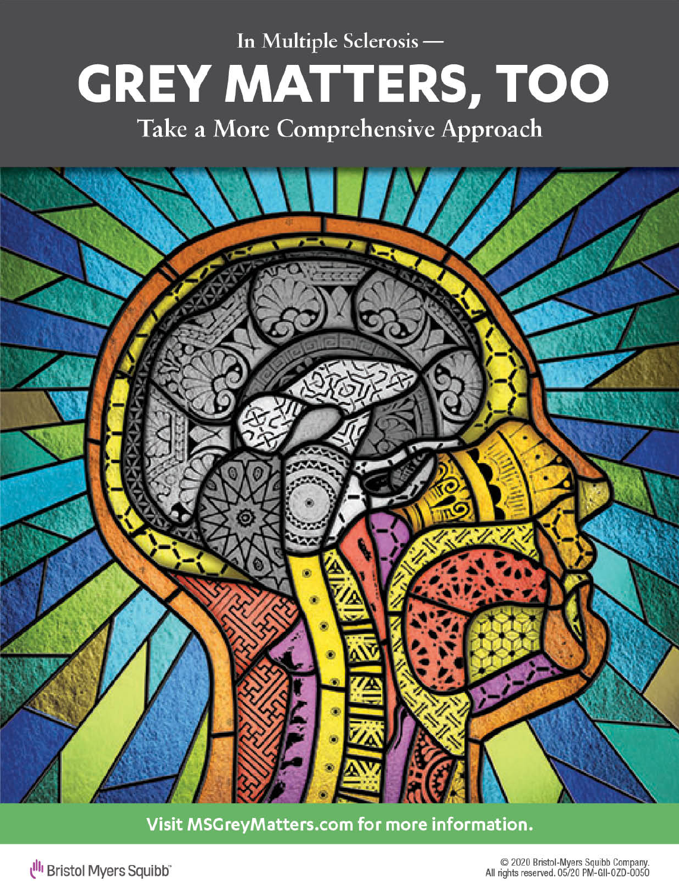In Multiple Sclerosis —

# GREY MATTERS, TOO

Take a More Comprehensive Approach

Visit MSGreyMatters.com for more information.

Bristol Myers Squibb™

© 2020 Bristol-Myers Squibb Company.
All rights reserved. 05/20 PM-GII-0ZD-0050